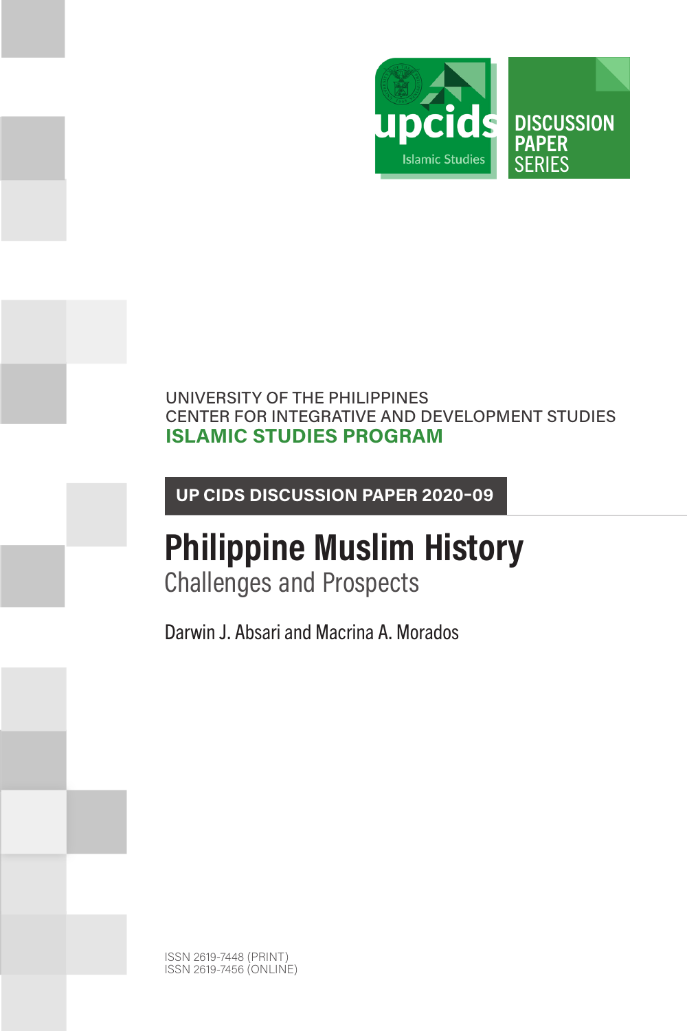upcids Islamic Studies

DISCUSSION PAPER SERIES

UNIVERSITY OF THE PHILIPPINES
CENTER FOR INTEGRATIVE AND DEVELOPMENT STUDIES
**ISLAMIC STUDIES PROGRAM**

**UP CIDS DISCUSSION PAPER 2020-09**

# Philippine Muslim History

## Challenges and Prospects

Darwin J. Absari and Macrina A. Morados

ISSN 2619-7448 (PRINT)
ISSN 2619-7456 (ONLINE)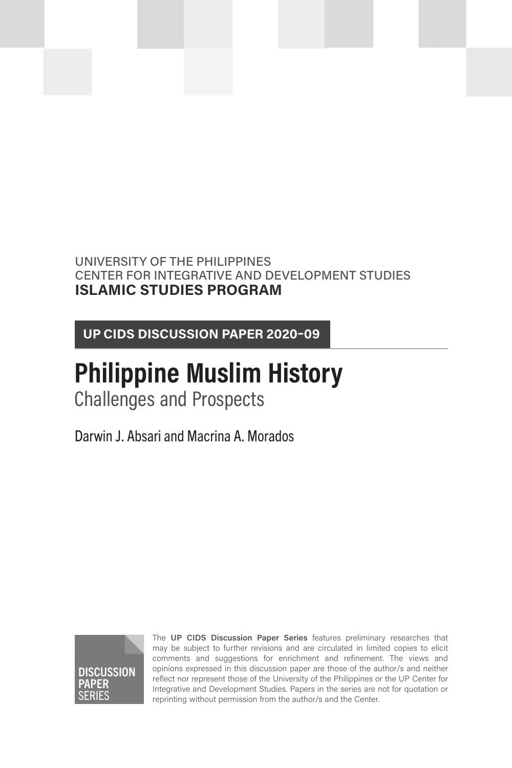UNIVERSITY OF THE PHILIPPINES
CENTER FOR INTEGRATIVE AND DEVELOPMENT STUDIES
**ISLAMIC STUDIES PROGRAM**

**UP CIDS DISCUSSION PAPER 2020-09**

# Philippine Muslim History

## Challenges and Prospects

Darwin J. Absari and Macrina A. Morados

**DISCUSSION PAPER** SERIES

The **UP CIDS Discussion Paper Series** features preliminary researches that may be subject to further revisions and are circulated in limited copies to elicit comments and suggestions for enrichment and refinement. The views and opinions expressed in this discussion paper are those of the author/s and neither reflect nor represent those of the University of the Philippines or the UP Center for Integrative and Development Studies. Papers in the series are not for quotation or reprinting without permission from the author/s and the Center.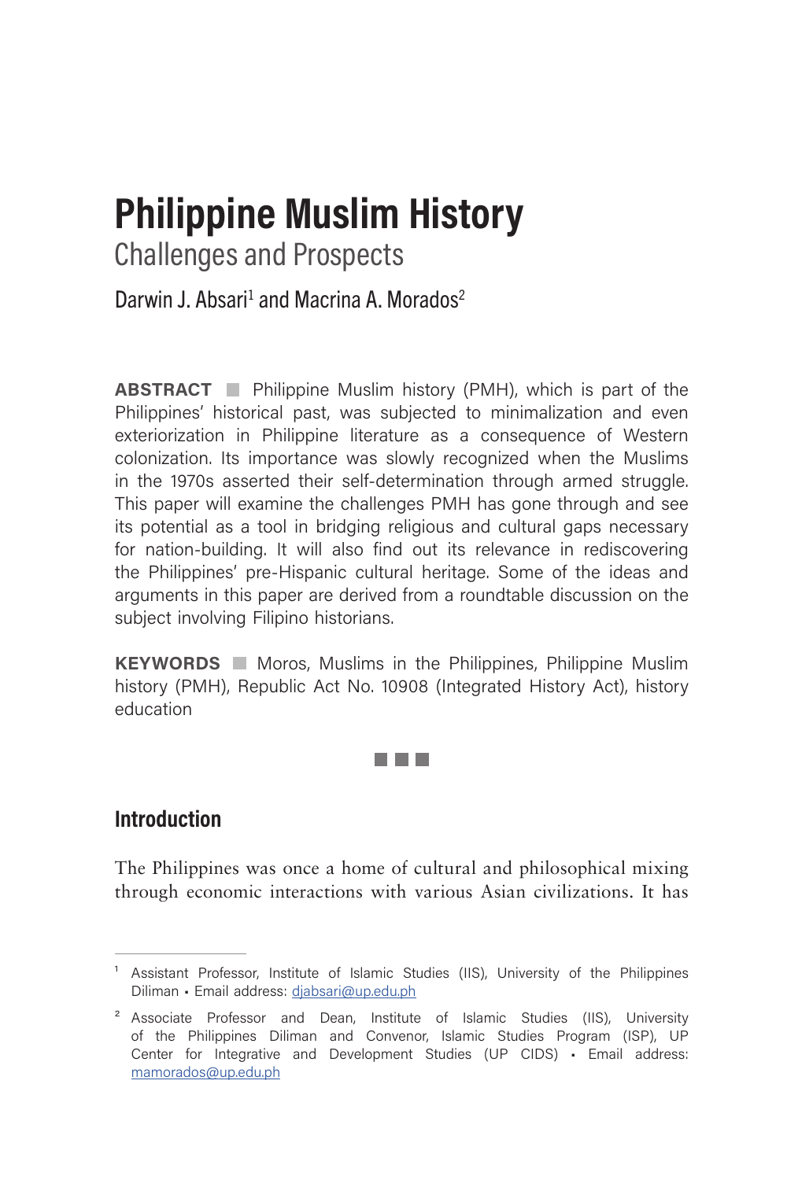# Philippine Muslim History

## Challenges and Prospects

Darwin J. Absari[1] and Macrina A. Morados[2]

**ABSTRACT** Philippine Muslim history (PMH), which is part of the Philippines' historical past, was subjected to minimalization and even exteriorization in Philippine literature as a consequence of Western colonization. Its importance was slowly recognized when the Muslims in the 1970s asserted their self-determination through armed struggle. This paper will examine the challenges PMH has gone through and see its potential as a tool in bridging religious and cultural gaps necessary for nation-building. It will also find out its relevance in rediscovering the Philippines' pre-Hispanic cultural heritage. Some of the ideas and arguments in this paper are derived from a roundtable discussion on the subject involving Filipino historians.

**KEYWORDS** Moros, Muslims in the Philippines, Philippine Muslim history (PMH), Republic Act No. 10908 (Integrated History Act), history education

## Introduction

The Philippines was once a home of cultural and philosophical mixing through economic interactions with various Asian civilizations. It has

---

[1] Assistant Professor, Institute of Islamic Studies (IIS), University of the Philippines Diliman • Email address: djabsari@up.edu.ph

[2] Associate Professor and Dean, Institute of Islamic Studies (IIS), University of the Philippines Diliman and Convenor, Islamic Studies Program (ISP), UP Center for Integrative and Development Studies (UP CIDS) • Email address: mamorados@up.edu.ph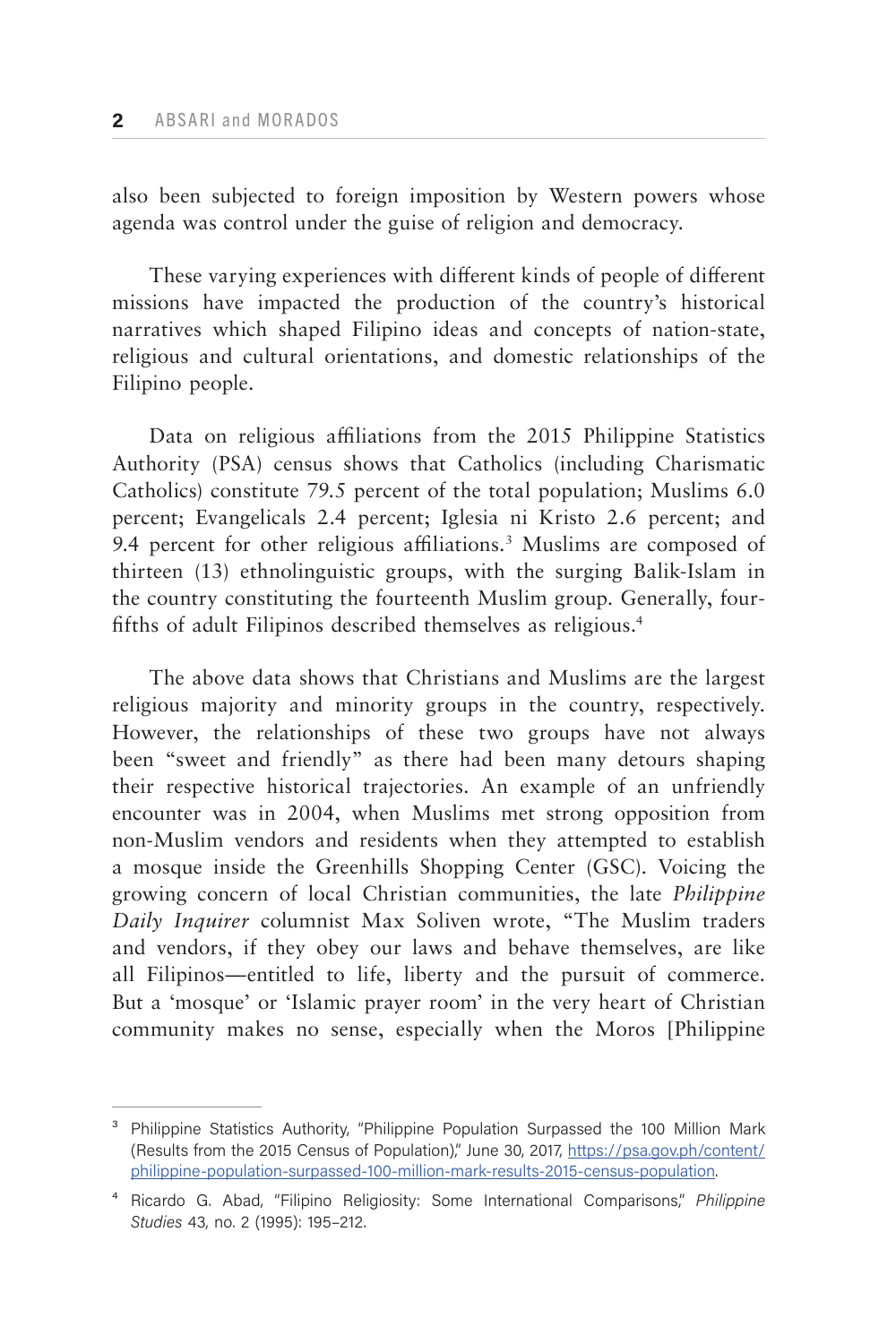also been subjected to foreign imposition by Western powers whose agenda was control under the guise of religion and democracy.

These varying experiences with different kinds of people of different missions have impacted the production of the country's historical narratives which shaped Filipino ideas and concepts of nation-state, religious and cultural orientations, and domestic relationships of the Filipino people.

Data on religious affiliations from the 2015 Philippine Statistics Authority (PSA) census shows that Catholics (including Charismatic Catholics) constitute 79.5 percent of the total population; Muslims 6.0 percent; Evangelicals 2.4 percent; Iglesia ni Kristo 2.6 percent; and 9.4 percent for other religious affiliations.[3] Muslims are composed of thirteen (13) ethnolinguistic groups, with the surging Balik-Islam in the country constituting the fourteenth Muslim group. Generally, four-fifths of adult Filipinos described themselves as religious.[4]

The above data shows that Christians and Muslims are the largest religious majority and minority groups in the country, respectively. However, the relationships of these two groups have not always been "sweet and friendly" as there had been many detours shaping their respective historical trajectories. An example of an unfriendly encounter was in 2004, when Muslims met strong opposition from non-Muslim vendors and residents when they attempted to establish a mosque inside the Greenhills Shopping Center (GSC). Voicing the growing concern of local Christian communities, the late *Philippine Daily Inquirer* columnist Max Soliven wrote, "The Muslim traders and vendors, if they obey our laws and behave themselves, are like all Filipinos—entitled to life, liberty and the pursuit of commerce. But a 'mosque' or 'Islamic prayer room' in the very heart of Christian community makes no sense, especially when the Moros [Philippine

---

[3] Philippine Statistics Authority, "Philippine Population Surpassed the 100 Million Mark (Results from the 2015 Census of Population)," June 30, 2017, https://psa.gov.ph/content/philippine-population-surpassed-100-million-mark-results-2015-census-population.

[4] Ricardo G. Abad, "Filipino Religiosity: Some International Comparisons," *Philippine Studies* 43, no. 2 (1995): 195–212.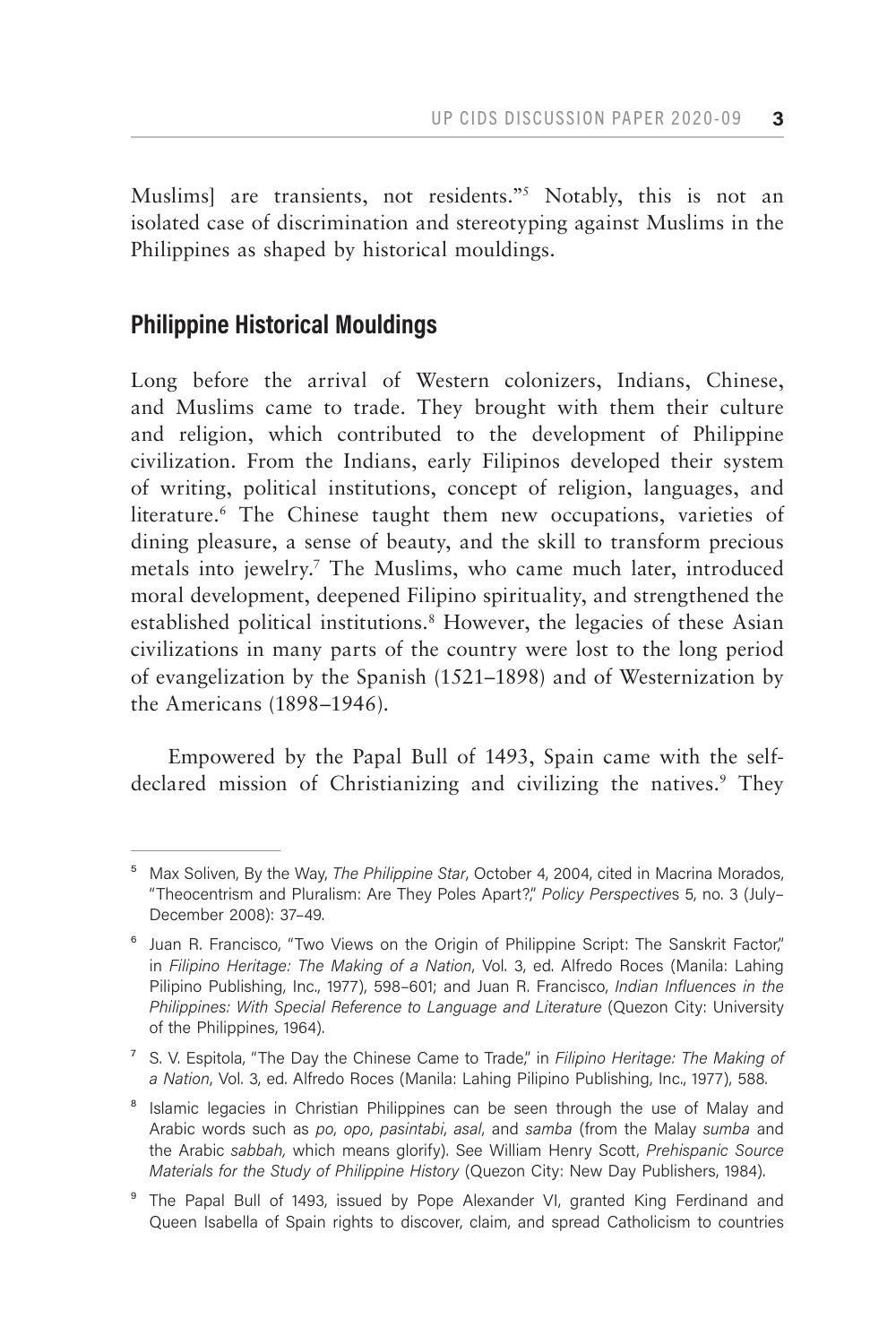Muslims] are transients, not residents."[5] Notably, this is not an isolated case of discrimination and stereotyping against Muslims in the Philippines as shaped by historical mouldings.

## Philippine Historical Mouldings

Long before the arrival of Western colonizers, Indians, Chinese, and Muslims came to trade. They brought with them their culture and religion, which contributed to the development of Philippine civilization. From the Indians, early Filipinos developed their system of writing, political institutions, concept of religion, languages, and literature.[6] The Chinese taught them new occupations, varieties of dining pleasure, a sense of beauty, and the skill to transform precious metals into jewelry.[7] The Muslims, who came much later, introduced moral development, deepened Filipino spirituality, and strengthened the established political institutions.[8] However, the legacies of these Asian civilizations in many parts of the country were lost to the long period of evangelization by the Spanish (1521–1898) and of Westernization by the Americans (1898–1946).

Empowered by the Papal Bull of 1493, Spain came with the self-declared mission of Christianizing and civilizing the natives.[9] They

---

[5] Max Soliven, By the Way, *The Philippine Star*, October 4, 2004, cited in Macrina Morados, "Theocentrism and Pluralism: Are They Poles Apart?," *Policy Perspectives* 5, no. 3 (July–December 2008): 37–49.

[6] Juan R. Francisco, "Two Views on the Origin of Philippine Script: The Sanskrit Factor," in *Filipino Heritage: The Making of a Nation*, Vol. 3, ed. Alfredo Roces (Manila: Lahing Pilipino Publishing, Inc., 1977), 598–601; and Juan R. Francisco, *Indian Influences in the Philippines: With Special Reference to Language and Literature* (Quezon City: University of the Philippines, 1964).

[7] S. V. Espitola, "The Day the Chinese Came to Trade," in *Filipino Heritage: The Making of a Nation*, Vol. 3, ed. Alfredo Roces (Manila: Lahing Pilipino Publishing, Inc., 1977), 588.

[8] Islamic legacies in Christian Philippines can be seen through the use of Malay and Arabic words such as *po*, *opo*, *pasintabi*, *asal*, and *samba* (from the Malay *sumba* and the Arabic *sabbah,* which means glorify). See William Henry Scott, *Prehispanic Source Materials for the Study of Philippine History* (Quezon City: New Day Publishers, 1984).

[9] The Papal Bull of 1493, issued by Pope Alexander VI, granted King Ferdinand and Queen Isabella of Spain rights to discover, claim, and spread Catholicism to countries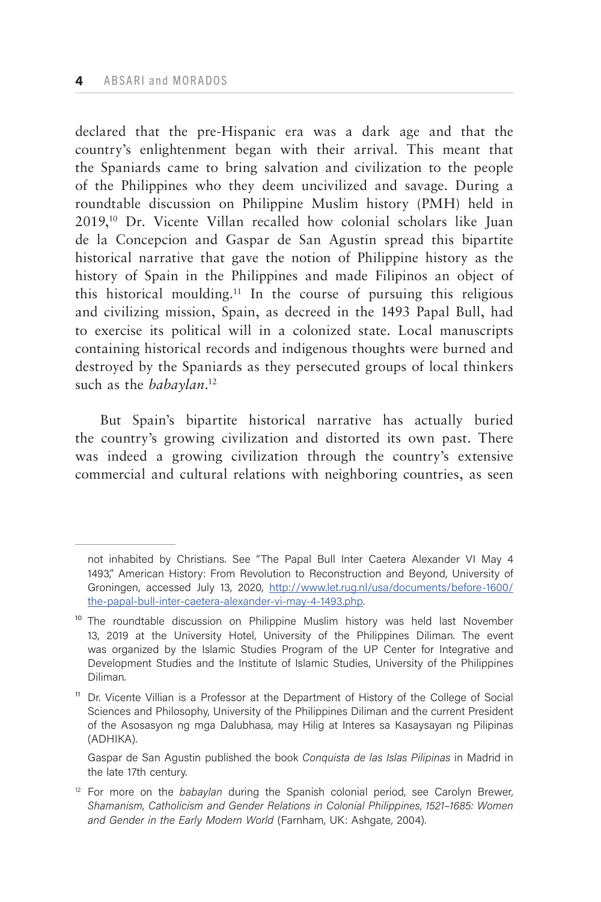declared that the pre-Hispanic era was a dark age and that the country's enlightenment began with their arrival. This meant that the Spaniards came to bring salvation and civilization to the people of the Philippines who they deem uncivilized and savage. During a roundtable discussion on Philippine Muslim history (PMH) held in 2019,[10] Dr. Vicente Villan recalled how colonial scholars like Juan de la Concepcion and Gaspar de San Agustin spread this bipartite historical narrative that gave the notion of Philippine history as the history of Spain in the Philippines and made Filipinos an object of this historical moulding.[11] In the course of pursuing this religious and civilizing mission, Spain, as decreed in the 1493 Papal Bull, had to exercise its political will in a colonized state. Local manuscripts containing historical records and indigenous thoughts were burned and destroyed by the Spaniards as they persecuted groups of local thinkers such as the *babaylan*.[12]

But Spain's bipartite historical narrative has actually buried the country's growing civilization and distorted its own past. There was indeed a growing civilization through the country's extensive commercial and cultural relations with neighboring countries, as seen

---

not inhabited by Christians. See "The Papal Bull Inter Caetera Alexander VI May 4 1493," American History: From Revolution to Reconstruction and Beyond, University of Groningen, accessed July 13, 2020, http://www.let.rug.nl/usa/documents/before-1600/the-papal-bull-inter-caetera-alexander-vi-may-4-1493.php.

[10] The roundtable discussion on Philippine Muslim history was held last November 13, 2019 at the University Hotel, University of the Philippines Diliman. The event was organized by the Islamic Studies Program of the UP Center for Integrative and Development Studies and the Institute of Islamic Studies, University of the Philippines Diliman.

[11] Dr. Vicente Villian is a Professor at the Department of History of the College of Social Sciences and Philosophy, University of the Philippines Diliman and the current President of the Asosasyon ng mga Dalubhasa, may Hilig at Interes sa Kasaysayan ng Pilipinas (ADHIKA).

Gaspar de San Agustin published the book *Conquista de las Islas Pilipinas* in Madrid in the late 17th century.

[12] For more on the *babaylan* during the Spanish colonial period, see Carolyn Brewer, *Shamanism, Catholicism and Gender Relations in Colonial Philippines, 1521–1685: Women and Gender in the Early Modern World* (Farnham, UK: Ashgate, 2004).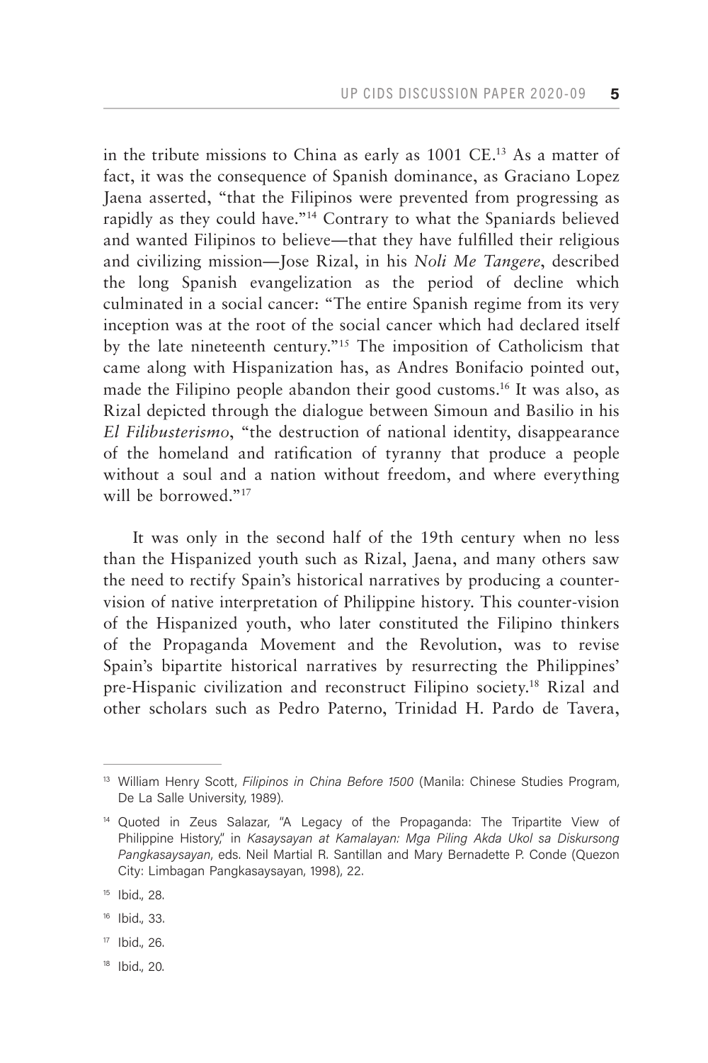in the tribute missions to China as early as 1001 CE.[13] As a matter of fact, it was the consequence of Spanish dominance, as Graciano Lopez Jaena asserted, "that the Filipinos were prevented from progressing as rapidly as they could have."[14] Contrary to what the Spaniards believed and wanted Filipinos to believe—that they have fulfilled their religious and civilizing mission—Jose Rizal, in his *Noli Me Tangere*, described the long Spanish evangelization as the period of decline which culminated in a social cancer: "The entire Spanish regime from its very inception was at the root of the social cancer which had declared itself by the late nineteenth century."[15] The imposition of Catholicism that came along with Hispanization has, as Andres Bonifacio pointed out, made the Filipino people abandon their good customs.[16] It was also, as Rizal depicted through the dialogue between Simoun and Basilio in his *El Filibusterismo*, "the destruction of national identity, disappearance of the homeland and ratification of tyranny that produce a people without a soul and a nation without freedom, and where everything will be borrowed."[17]

It was only in the second half of the 19th century when no less than the Hispanized youth such as Rizal, Jaena, and many others saw the need to rectify Spain's historical narratives by producing a counter-vision of native interpretation of Philippine history. This counter-vision of the Hispanized youth, who later constituted the Filipino thinkers of the Propaganda Movement and the Revolution, was to revise Spain's bipartite historical narratives by resurrecting the Philippines' pre-Hispanic civilization and reconstruct Filipino society.[18] Rizal and other scholars such as Pedro Paterno, Trinidad H. Pardo de Tavera,

---

[13] William Henry Scott, *Filipinos in China Before 1500* (Manila: Chinese Studies Program, De La Salle University, 1989).

[14] Quoted in Zeus Salazar, "A Legacy of the Propaganda: The Tripartite View of Philippine History," in *Kasaysayan at Kamalayan: Mga Piling Akda Ukol sa Diskursong Pangkasaysayan*, eds. Neil Martial R. Santillan and Mary Bernadette P. Conde (Quezon City: Limbagan Pangkasaysayan, 1998), 22.

[15] Ibid., 28.

[16] Ibid., 33.

[17] Ibid., 26.

[18] Ibid., 20.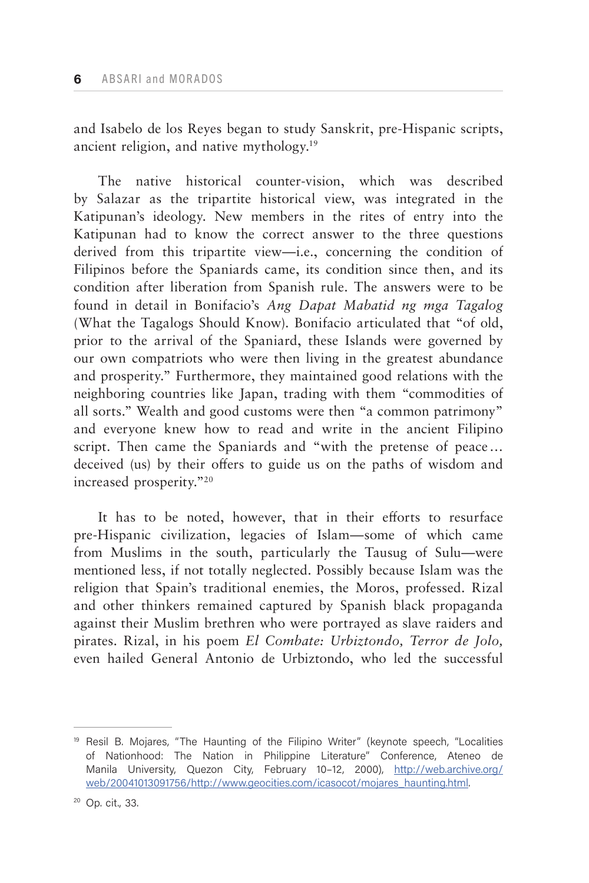and Isabelo de los Reyes began to study Sanskrit, pre-Hispanic scripts, ancient religion, and native mythology.[19]

The native historical counter-vision, which was described by Salazar as the tripartite historical view, was integrated in the Katipunan's ideology. New members in the rites of entry into the Katipunan had to know the correct answer to the three questions derived from this tripartite view—i.e., concerning the condition of Filipinos before the Spaniards came, its condition since then, and its condition after liberation from Spanish rule. The answers were to be found in detail in Bonifacio's *Ang Dapat Mabatid ng mga Tagalog* (What the Tagalogs Should Know). Bonifacio articulated that "of old, prior to the arrival of the Spaniard, these Islands were governed by our own compatriots who were then living in the greatest abundance and prosperity." Furthermore, they maintained good relations with the neighboring countries like Japan, trading with them "commodities of all sorts." Wealth and good customs were then "a common patrimony" and everyone knew how to read and write in the ancient Filipino script. Then came the Spaniards and "with the pretense of peace… deceived (us) by their offers to guide us on the paths of wisdom and increased prosperity."[20]

It has to be noted, however, that in their efforts to resurface pre-Hispanic civilization, legacies of Islam—some of which came from Muslims in the south, particularly the Tausug of Sulu—were mentioned less, if not totally neglected. Possibly because Islam was the religion that Spain's traditional enemies, the Moros, professed. Rizal and other thinkers remained captured by Spanish black propaganda against their Muslim brethren who were portrayed as slave raiders and pirates. Rizal, in his poem *El Combate: Urbiztondo, Terror de Jolo,* even hailed General Antonio de Urbiztondo, who led the successful

---

[19] Resil B. Mojares, "The Haunting of the Filipino Writer" (keynote speech, "Localities of Nationhood: The Nation in Philippine Literature" Conference, Ateneo de Manila University, Quezon City, February 10–12, 2000), http://web.archive.org/web/20041013091756/http://www.geocities.com/icasocot/mojares_haunting.html.

[20] Op. cit., 33.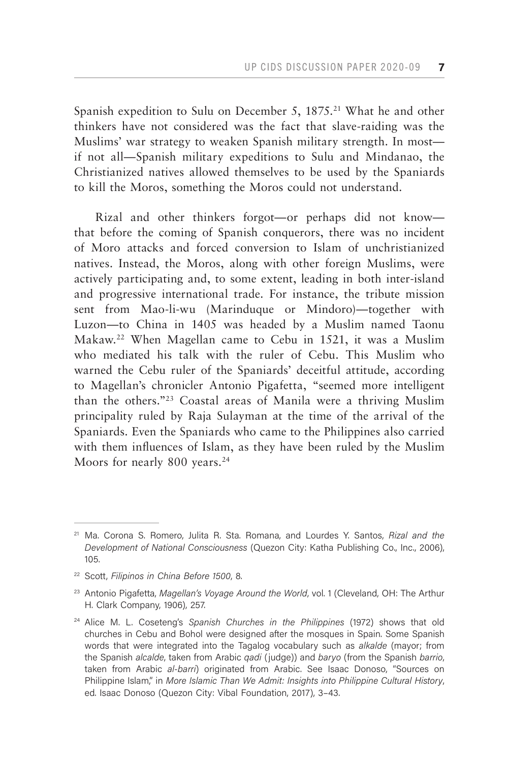Spanish expedition to Sulu on December 5, 1875.[21] What he and other thinkers have not considered was the fact that slave-raiding was the Muslims' war strategy to weaken Spanish military strength. In most—if not all—Spanish military expeditions to Sulu and Mindanao, the Christianized natives allowed themselves to be used by the Spaniards to kill the Moros, something the Moros could not understand.

Rizal and other thinkers forgot—or perhaps did not know—that before the coming of Spanish conquerors, there was no incident of Moro attacks and forced conversion to Islam of unchristianized natives. Instead, the Moros, along with other foreign Muslims, were actively participating and, to some extent, leading in both inter-island and progressive international trade. For instance, the tribute mission sent from Mao-li-wu (Marinduque or Mindoro)—together with Luzon—to China in 1405 was headed by a Muslim named Taonu Makaw.[22] When Magellan came to Cebu in 1521, it was a Muslim who mediated his talk with the ruler of Cebu. This Muslim who warned the Cebu ruler of the Spaniards' deceitful attitude, according to Magellan's chronicler Antonio Pigafetta, "seemed more intelligent than the others."[23] Coastal areas of Manila were a thriving Muslim principality ruled by Raja Sulayman at the time of the arrival of the Spaniards. Even the Spaniards who came to the Philippines also carried with them influences of Islam, as they have been ruled by the Muslim Moors for nearly 800 years.[24]

---

[21] Ma. Corona S. Romero, Julita R. Sta. Romana, and Lourdes Y. Santos, *Rizal and the Development of National Consciousness* (Quezon City: Katha Publishing Co., Inc., 2006), 105.

[22] Scott, *Filipinos in China Before 1500*, 8.

[23] Antonio Pigafetta, *Magellan's Voyage Around the World*, vol. 1 (Cleveland, OH: The Arthur H. Clark Company, 1906), 257.

[24] Alice M. L. Coseteng's *Spanish Churches in the Philippines* (1972) shows that old churches in Cebu and Bohol were designed after the mosques in Spain. Some Spanish words that were integrated into the Tagalog vocabulary such as *alkalde* (mayor; from the Spanish *alcalde*, taken from Arabic *qadi* (judge)) and *baryo* (from the Spanish *barrio*, taken from Arabic *al-barri*) originated from Arabic. See Isaac Donoso, "Sources on Philippine Islam," in *More Islamic Than We Admit: Insights into Philippine Cultural History*, ed. Isaac Donoso (Quezon City: Vibal Foundation, 2017), 3–43.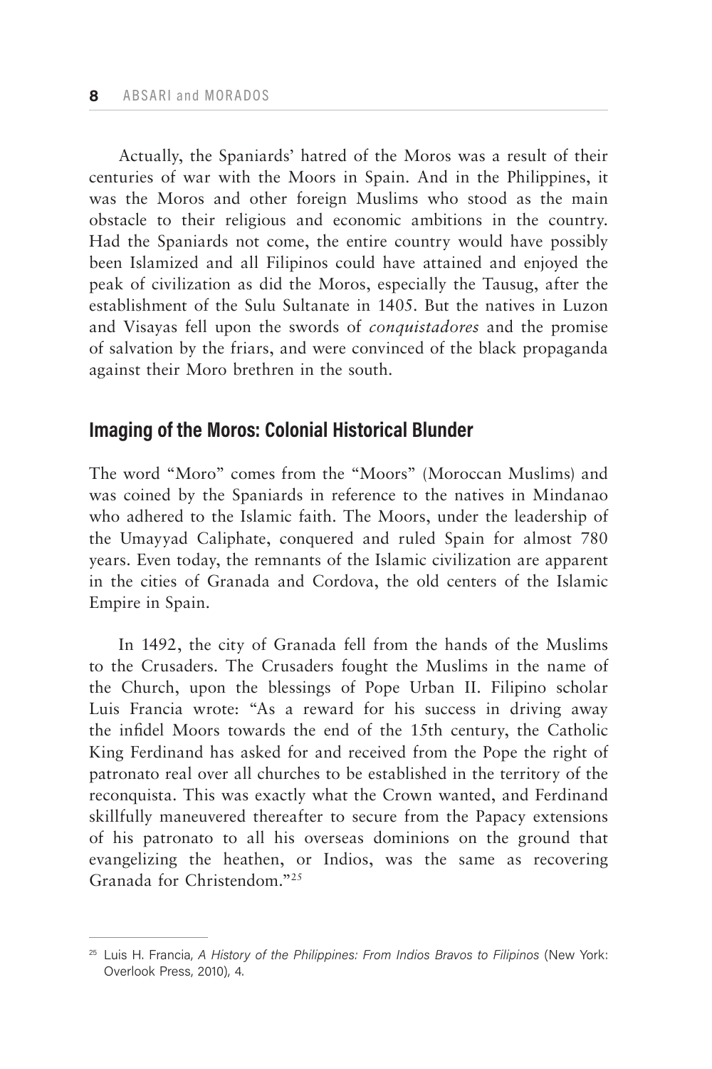Actually, the Spaniards' hatred of the Moros was a result of their centuries of war with the Moors in Spain. And in the Philippines, it was the Moros and other foreign Muslims who stood as the main obstacle to their religious and economic ambitions in the country. Had the Spaniards not come, the entire country would have possibly been Islamized and all Filipinos could have attained and enjoyed the peak of civilization as did the Moros, especially the Tausug, after the establishment of the Sulu Sultanate in 1405. But the natives in Luzon and Visayas fell upon the swords of *conquistadores* and the promise of salvation by the friars, and were convinced of the black propaganda against their Moro brethren in the south.

## Imaging of the Moros: Colonial Historical Blunder

The word "Moro" comes from the "Moors" (Moroccan Muslims) and was coined by the Spaniards in reference to the natives in Mindanao who adhered to the Islamic faith. The Moors, under the leadership of the Umayyad Caliphate, conquered and ruled Spain for almost 780 years. Even today, the remnants of the Islamic civilization are apparent in the cities of Granada and Cordova, the old centers of the Islamic Empire in Spain.

In 1492, the city of Granada fell from the hands of the Muslims to the Crusaders. The Crusaders fought the Muslims in the name of the Church, upon the blessings of Pope Urban II. Filipino scholar Luis Francia wrote: "As a reward for his success in driving away the infidel Moors towards the end of the 15th century, the Catholic King Ferdinand has asked for and received from the Pope the right of patronato real over all churches to be established in the territory of the reconquista. This was exactly what the Crown wanted, and Ferdinand skillfully maneuvered thereafter to secure from the Papacy extensions of his patronato to all his overseas dominions on the ground that evangelizing the heathen, or Indios, was the same as recovering Granada for Christendom."[25]

---

[25] Luis H. Francia, *A History of the Philippines: From Indios Bravos to Filipinos* (New York: Overlook Press, 2010), 4.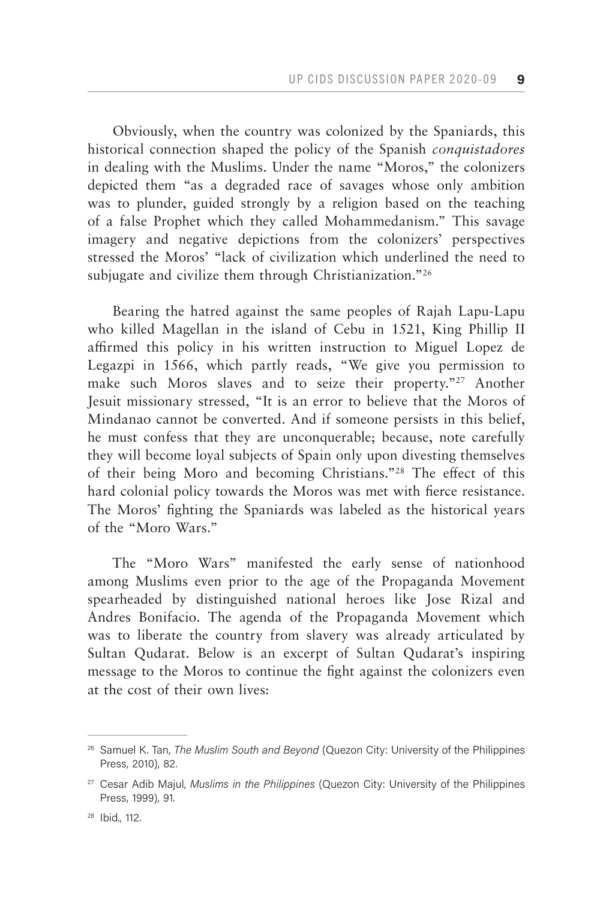Obviously, when the country was colonized by the Spaniards, this historical connection shaped the policy of the Spanish *conquistadores* in dealing with the Muslims. Under the name "Moros," the colonizers depicted them "as a degraded race of savages whose only ambition was to plunder, guided strongly by a religion based on the teaching of a false Prophet which they called Mohammedanism." This savage imagery and negative depictions from the colonizers' perspectives stressed the Moros' "lack of civilization which underlined the need to subjugate and civilize them through Christianization."[26]

Bearing the hatred against the same peoples of Rajah Lapu-Lapu who killed Magellan in the island of Cebu in 1521, King Phillip II affirmed this policy in his written instruction to Miguel Lopez de Legazpi in 1566, which partly reads, "We give you permission to make such Moros slaves and to seize their property."[27] Another Jesuit missionary stressed, "It is an error to believe that the Moros of Mindanao cannot be converted. And if someone persists in this belief, he must confess that they are unconquerable; because, note carefully they will become loyal subjects of Spain only upon divesting themselves of their being Moro and becoming Christians."[28] The effect of this hard colonial policy towards the Moros was met with fierce resistance. The Moros' fighting the Spaniards was labeled as the historical years of the "Moro Wars."

The "Moro Wars" manifested the early sense of nationhood among Muslims even prior to the age of the Propaganda Movement spearheaded by distinguished national heroes like Jose Rizal and Andres Bonifacio. The agenda of the Propaganda Movement which was to liberate the country from slavery was already articulated by Sultan Qudarat. Below is an excerpt of Sultan Qudarat's inspiring message to the Moros to continue the fight against the colonizers even at the cost of their own lives:

---

[26] Samuel K. Tan, *The Muslim South and Beyond* (Quezon City: University of the Philippines Press, 2010), 82.

[27] Cesar Adib Majul, *Muslims in the Philippines* (Quezon City: University of the Philippines Press, 1999), 91.

[28] Ibid., 112.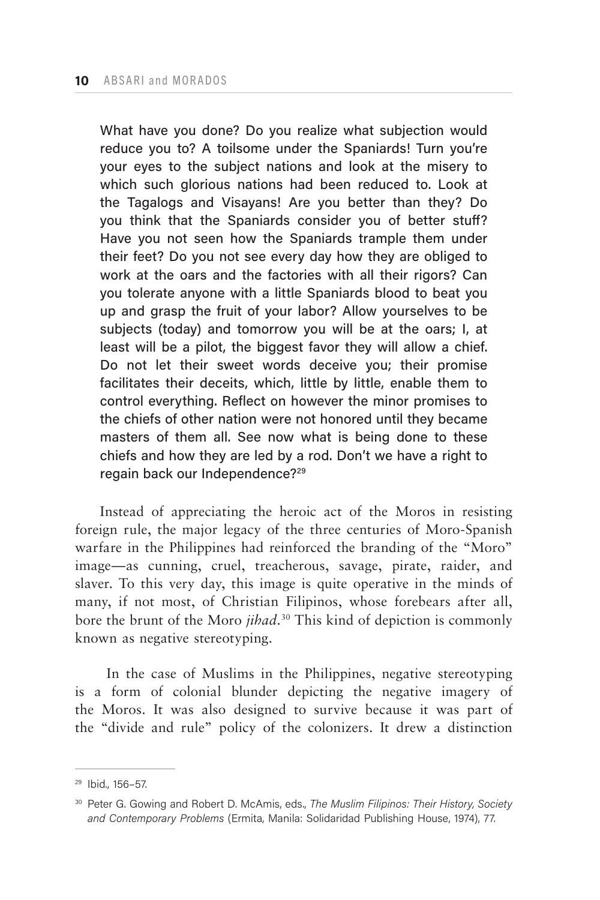> What have you done? Do you realize what subjection would reduce you to? A toilsome under the Spaniards! Turn you're your eyes to the subject nations and look at the misery to which such glorious nations had been reduced to. Look at the Tagalogs and Visayans! Are you better than they? Do you think that the Spaniards consider you of better stuff? Have you not seen how the Spaniards trample them under their feet? Do you not see every day how they are obliged to work at the oars and the factories with all their rigors? Can you tolerate anyone with a little Spaniards blood to beat you up and grasp the fruit of your labor? Allow yourselves to be subjects (today) and tomorrow you will be at the oars; I, at least will be a pilot, the biggest favor they will allow a chief. Do not let their sweet words deceive you; their promise facilitates their deceits, which, little by little, enable them to control everything. Reflect on however the minor promises to the chiefs of other nation were not honored until they became masters of them all. See now what is being done to these chiefs and how they are led by a rod. Don't we have a right to regain back our Independence?[29]

Instead of appreciating the heroic act of the Moros in resisting foreign rule, the major legacy of the three centuries of Moro-Spanish warfare in the Philippines had reinforced the branding of the "Moro" image—as cunning, cruel, treacherous, savage, pirate, raider, and slaver. To this very day, this image is quite operative in the minds of many, if not most, of Christian Filipinos, whose forebears after all, bore the brunt of the Moro *jihad*.[30] This kind of depiction is commonly known as negative stereotyping.

In the case of Muslims in the Philippines, negative stereotyping is a form of colonial blunder depicting the negative imagery of the Moros. It was also designed to survive because it was part of the "divide and rule" policy of the colonizers. It drew a distinction

---

[29] Ibid., 156–57.

[30] Peter G. Gowing and Robert D. McAmis, eds., *The Muslim Filipinos: Their History, Society and Contemporary Problems* (Ermita, Manila: Solidaridad Publishing House, 1974), 77.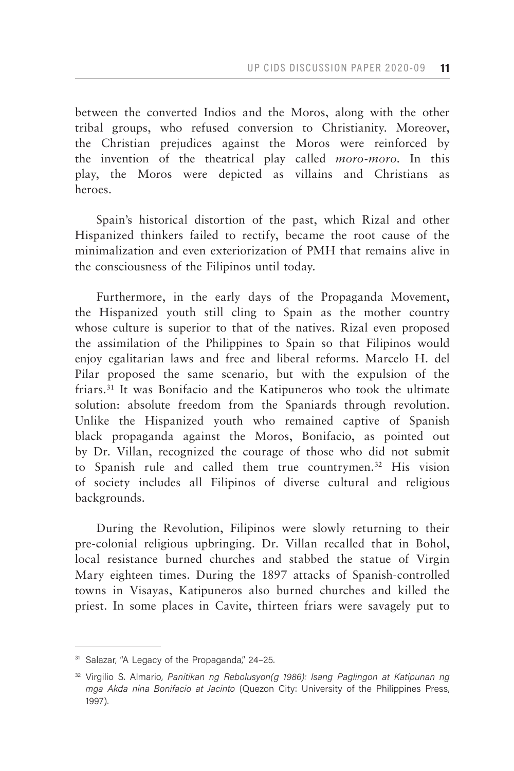between the converted Indios and the Moros, along with the other tribal groups, who refused conversion to Christianity. Moreover, the Christian prejudices against the Moros were reinforced by the invention of the theatrical play called *moro-moro*. In this play, the Moros were depicted as villains and Christians as heroes.

Spain's historical distortion of the past, which Rizal and other Hispanized thinkers failed to rectify, became the root cause of the minimalization and even exteriorization of PMH that remains alive in the consciousness of the Filipinos until today.

Furthermore, in the early days of the Propaganda Movement, the Hispanized youth still cling to Spain as the mother country whose culture is superior to that of the natives. Rizal even proposed the assimilation of the Philippines to Spain so that Filipinos would enjoy egalitarian laws and free and liberal reforms. Marcelo H. del Pilar proposed the same scenario, but with the expulsion of the friars.[31] It was Bonifacio and the Katipuneros who took the ultimate solution: absolute freedom from the Spaniards through revolution. Unlike the Hispanized youth who remained captive of Spanish black propaganda against the Moros, Bonifacio, as pointed out by Dr. Villan, recognized the courage of those who did not submit to Spanish rule and called them true countrymen.[32] His vision of society includes all Filipinos of diverse cultural and religious backgrounds.

During the Revolution, Filipinos were slowly returning to their pre-colonial religious upbringing. Dr. Villan recalled that in Bohol, local resistance burned churches and stabbed the statue of Virgin Mary eighteen times. During the 1897 attacks of Spanish-controlled towns in Visayas, Katipuneros also burned churches and killed the priest. In some places in Cavite, thirteen friars were savagely put to

---

[31] Salazar, "A Legacy of the Propaganda," 24–25.

[32] Virgilio S. Almario, *Panitikan ng Rebolusyon(g 1986): Isang Paglingon at Katipunan ng mga Akda nina Bonifacio at Jacinto* (Quezon City: University of the Philippines Press, 1997).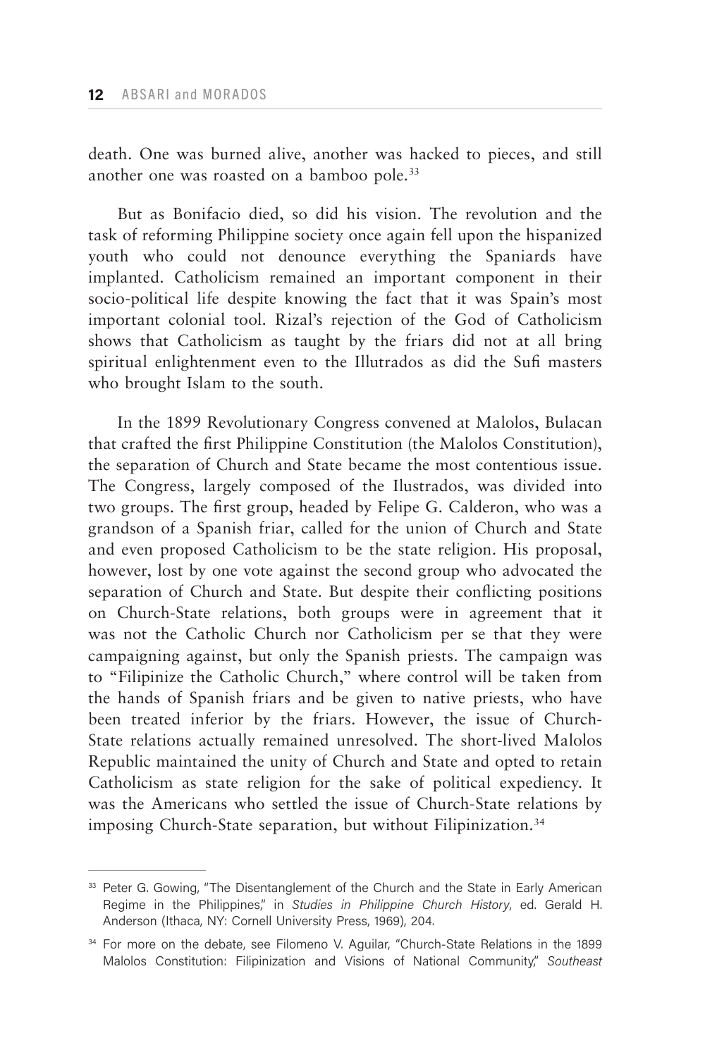death. One was burned alive, another was hacked to pieces, and still another one was roasted on a bamboo pole.[33]

But as Bonifacio died, so did his vision. The revolution and the task of reforming Philippine society once again fell upon the hispanized youth who could not denounce everything the Spaniards have implanted. Catholicism remained an important component in their socio-political life despite knowing the fact that it was Spain's most important colonial tool. Rizal's rejection of the God of Catholicism shows that Catholicism as taught by the friars did not at all bring spiritual enlightenment even to the Illutrados as did the Sufi masters who brought Islam to the south.

In the 1899 Revolutionary Congress convened at Malolos, Bulacan that crafted the first Philippine Constitution (the Malolos Constitution), the separation of Church and State became the most contentious issue. The Congress, largely composed of the Ilustrados, was divided into two groups. The first group, headed by Felipe G. Calderon, who was a grandson of a Spanish friar, called for the union of Church and State and even proposed Catholicism to be the state religion. His proposal, however, lost by one vote against the second group who advocated the separation of Church and State. But despite their conflicting positions on Church-State relations, both groups were in agreement that it was not the Catholic Church nor Catholicism per se that they were campaigning against, but only the Spanish priests. The campaign was to "Filipinize the Catholic Church," where control will be taken from the hands of Spanish friars and be given to native priests, who have been treated inferior by the friars. However, the issue of Church-State relations actually remained unresolved. The short-lived Malolos Republic maintained the unity of Church and State and opted to retain Catholicism as state religion for the sake of political expediency. It was the Americans who settled the issue of Church-State relations by imposing Church-State separation, but without Filipinization.[34]

---

[33] Peter G. Gowing, "The Disentanglement of the Church and the State in Early American Regime in the Philippines," in *Studies in Philippine Church History*, ed. Gerald H. Anderson (Ithaca, NY: Cornell University Press, 1969), 204.

[34] For more on the debate, see Filomeno V. Aguilar, "Church-State Relations in the 1899 Malolos Constitution: Filipinization and Visions of National Community," *Southeast*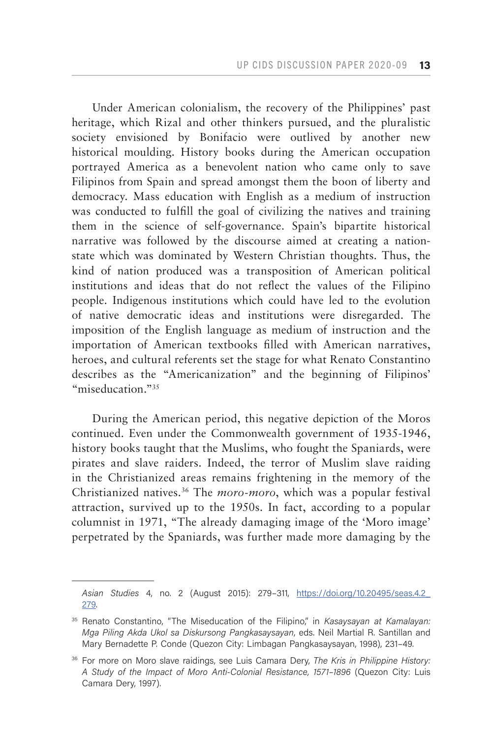Under American colonialism, the recovery of the Philippines' past heritage, which Rizal and other thinkers pursued, and the pluralistic society envisioned by Bonifacio were outlived by another new historical moulding. History books during the American occupation portrayed America as a benevolent nation who came only to save Filipinos from Spain and spread amongst them the boon of liberty and democracy. Mass education with English as a medium of instruction was conducted to fulfill the goal of civilizing the natives and training them in the science of self-governance. Spain's bipartite historical narrative was followed by the discourse aimed at creating a nation-state which was dominated by Western Christian thoughts. Thus, the kind of nation produced was a transposition of American political institutions and ideas that do not reflect the values of the Filipino people. Indigenous institutions which could have led to the evolution of native democratic ideas and institutions were disregarded. The imposition of the English language as medium of instruction and the importation of American textbooks filled with American narratives, heroes, and cultural referents set the stage for what Renato Constantino describes as the "Americanization" and the beginning of Filipinos' "miseducation."[35]

During the American period, this negative depiction of the Moros continued. Even under the Commonwealth government of 1935-1946, history books taught that the Muslims, who fought the Spaniards, were pirates and slave raiders. Indeed, the terror of Muslim slave raiding in the Christianized areas remains frightening in the memory of the Christianized natives.[36] The *moro-moro*, which was a popular festival attraction, survived up to the 1950s. In fact, according to a popular columnist in 1971, "The already damaging image of the 'Moro image' perpetrated by the Spaniards, was further made more damaging by the

---

*Asian Studies* 4, no. 2 (August 2015): 279–311, https://doi.org/10.20495/seas.4.2_279.

[35] Renato Constantino, "The Miseducation of the Filipino," in *Kasaysayan at Kamalayan: Mga Piling Akda Ukol sa Diskursong Pangkasaysayan*, eds. Neil Martial R. Santillan and Mary Bernadette P. Conde (Quezon City: Limbagan Pangkasaysayan, 1998), 231–49.

[36] For more on Moro slave raidings, see Luis Camara Dery, *The Kris in Philippine History: A Study of the Impact of Moro Anti-Colonial Resistance, 1571–1896* (Quezon City: Luis Camara Dery, 1997).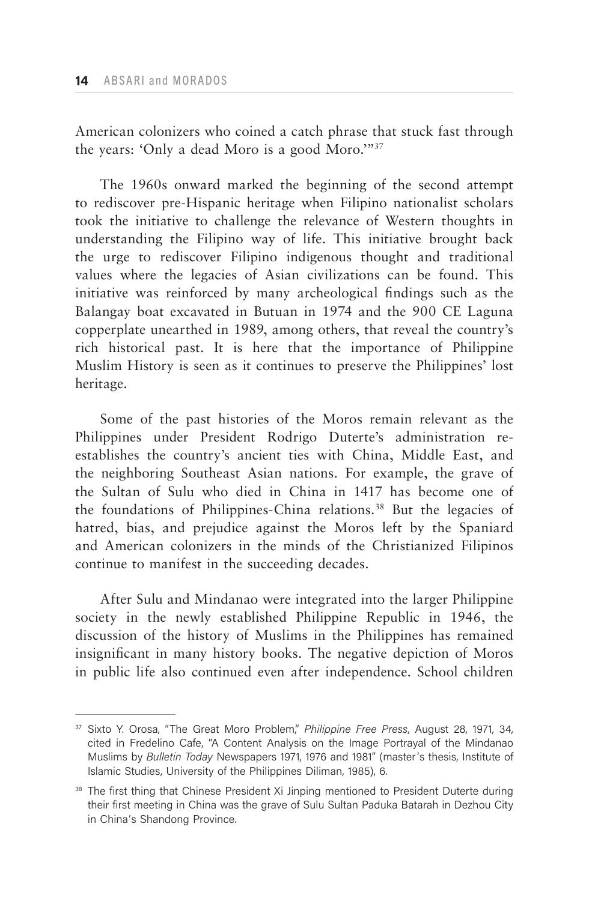American colonizers who coined a catch phrase that stuck fast through the years: 'Only a dead Moro is a good Moro.'"[37]

The 1960s onward marked the beginning of the second attempt to rediscover pre-Hispanic heritage when Filipino nationalist scholars took the initiative to challenge the relevance of Western thoughts in understanding the Filipino way of life. This initiative brought back the urge to rediscover Filipino indigenous thought and traditional values where the legacies of Asian civilizations can be found. This initiative was reinforced by many archeological findings such as the Balangay boat excavated in Butuan in 1974 and the 900 CE Laguna copperplate unearthed in 1989, among others, that reveal the country's rich historical past. It is here that the importance of Philippine Muslim History is seen as it continues to preserve the Philippines' lost heritage.

Some of the past histories of the Moros remain relevant as the Philippines under President Rodrigo Duterte's administration re-establishes the country's ancient ties with China, Middle East, and the neighboring Southeast Asian nations. For example, the grave of the Sultan of Sulu who died in China in 1417 has become one of the foundations of Philippines-China relations.[38] But the legacies of hatred, bias, and prejudice against the Moros left by the Spaniard and American colonizers in the minds of the Christianized Filipinos continue to manifest in the succeeding decades.

After Sulu and Mindanao were integrated into the larger Philippine society in the newly established Philippine Republic in 1946, the discussion of the history of Muslims in the Philippines has remained insignificant in many history books. The negative depiction of Moros in public life also continued even after independence. School children

---

[37] Sixto Y. Orosa, "The Great Moro Problem," *Philippine Free Press*, August 28, 1971, 34, cited in Fredelino Cafe, "A Content Analysis on the Image Portrayal of the Mindanao Muslims by *Bulletin Today* Newspapers 1971, 1976 and 1981" (master's thesis, Institute of Islamic Studies, University of the Philippines Diliman, 1985), 6.

[38] The first thing that Chinese President Xi Jinping mentioned to President Duterte during their first meeting in China was the grave of Sulu Sultan Paduka Batarah in Dezhou City in China's Shandong Province.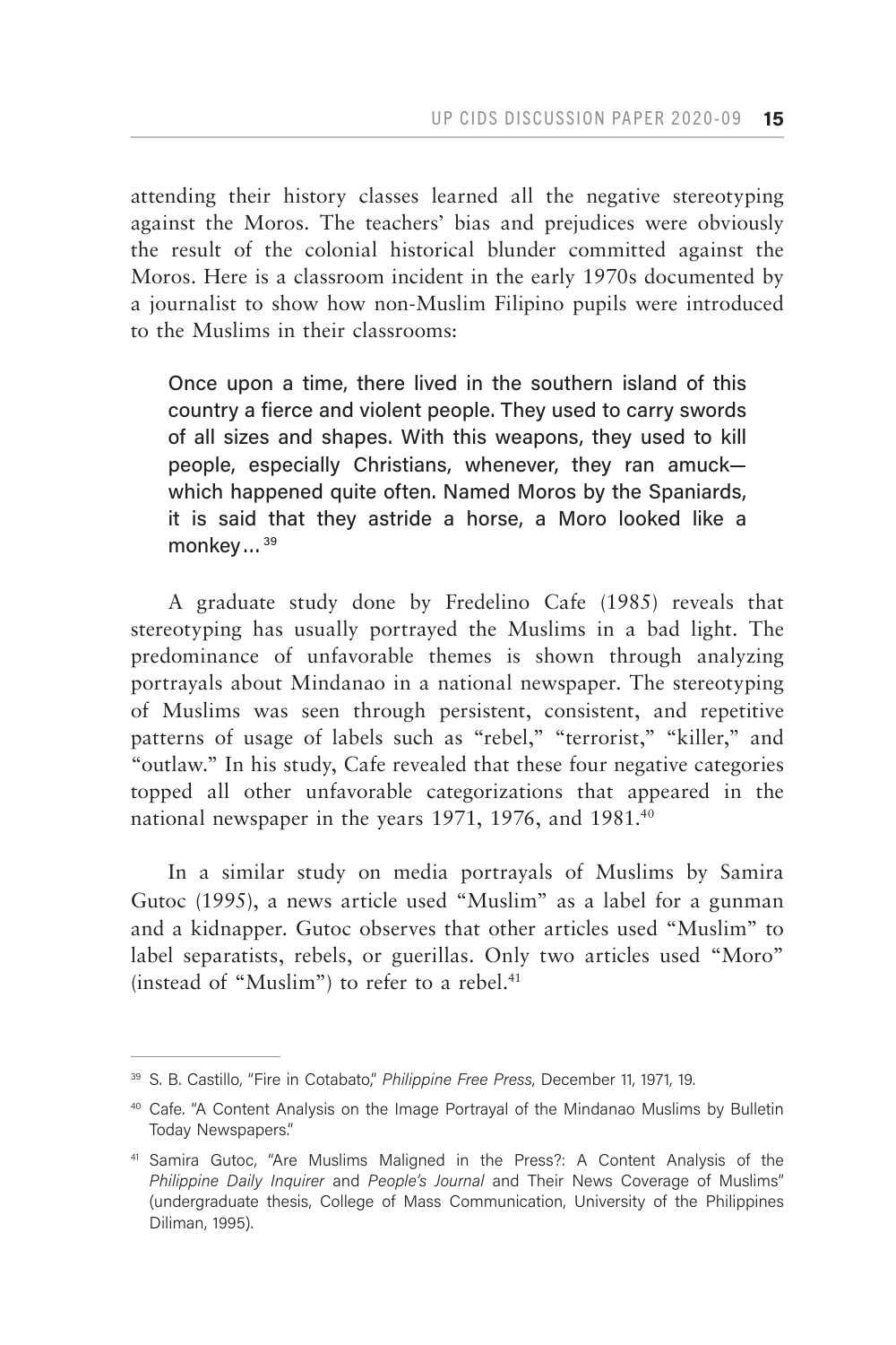attending their history classes learned all the negative stereotyping against the Moros. The teachers' bias and prejudices were obviously the result of the colonial historical blunder committed against the Moros. Here is a classroom incident in the early 1970s documented by a journalist to show how non-Muslim Filipino pupils were introduced to the Muslims in their classrooms:

> Once upon a time, there lived in the southern island of this country a fierce and violent people. They used to carry swords of all sizes and shapes. With this weapons, they used to kill people, especially Christians, whenever, they ran amuck—which happened quite often. Named Moros by the Spaniards, it is said that they astride a horse, a Moro looked like a monkey…[39]

A graduate study done by Fredelino Cafe (1985) reveals that stereotyping has usually portrayed the Muslims in a bad light. The predominance of unfavorable themes is shown through analyzing portrayals about Mindanao in a national newspaper. The stereotyping of Muslims was seen through persistent, consistent, and repetitive patterns of usage of labels such as "rebel," "terrorist," "killer," and "outlaw." In his study, Cafe revealed that these four negative categories topped all other unfavorable categorizations that appeared in the national newspaper in the years 1971, 1976, and 1981.[40]

In a similar study on media portrayals of Muslims by Samira Gutoc (1995), a news article used "Muslim" as a label for a gunman and a kidnapper. Gutoc observes that other articles used "Muslim" to label separatists, rebels, or guerillas. Only two articles used "Moro" (instead of "Muslim") to refer to a rebel.[41]

---

[39] S. B. Castillo, "Fire in Cotabato," *Philippine Free Press*, December 11, 1971, 19.

[40] Cafe. "A Content Analysis on the Image Portrayal of the Mindanao Muslims by Bulletin Today Newspapers."

[41] Samira Gutoc, "Are Muslims Maligned in the Press?: A Content Analysis of the *Philippine Daily Inquirer* and *People's Journal* and Their News Coverage of Muslims" (undergraduate thesis, College of Mass Communication, University of the Philippines Diliman, 1995).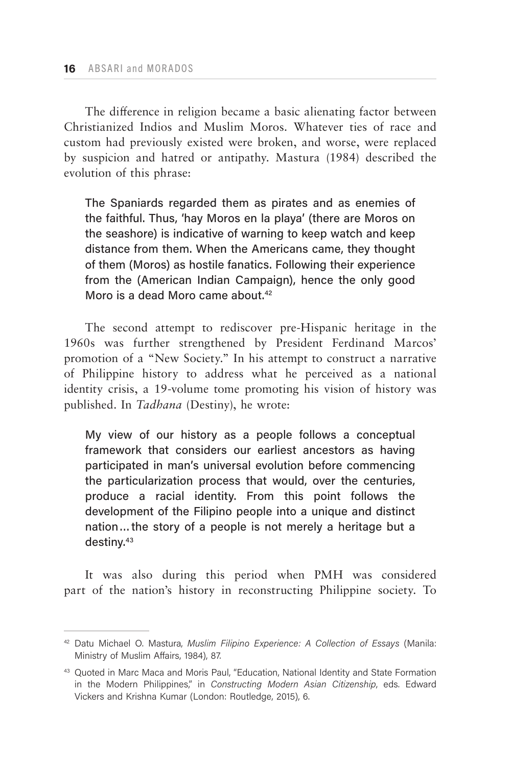The difference in religion became a basic alienating factor between Christianized Indios and Muslim Moros. Whatever ties of race and custom had previously existed were broken, and worse, were replaced by suspicion and hatred or antipathy. Mastura (1984) described the evolution of this phrase:

> The Spaniards regarded them as pirates and as enemies of the faithful. Thus, 'hay Moros en la playa' (there are Moros on the seashore) is indicative of warning to keep watch and keep distance from them. When the Americans came, they thought of them (Moros) as hostile fanatics. Following their experience from the (American Indian Campaign), hence the only good Moro is a dead Moro came about.[42]

The second attempt to rediscover pre-Hispanic heritage in the 1960s was further strengthened by President Ferdinand Marcos' promotion of a "New Society." In his attempt to construct a narrative of Philippine history to address what he perceived as a national identity crisis, a 19-volume tome promoting his vision of history was published. In *Tadhana* (Destiny), he wrote:

> My view of our history as a people follows a conceptual framework that considers our earliest ancestors as having participated in man's universal evolution before commencing the particularization process that would, over the centuries, produce a racial identity. From this point follows the development of the Filipino people into a unique and distinct nation... the story of a people is not merely a heritage but a destiny.[43]

It was also during this period when PMH was considered part of the nation's history in reconstructing Philippine society. To

---

[42] Datu Michael O. Mastura, *Muslim Filipino Experience: A Collection of Essays* (Manila: Ministry of Muslim Affairs, 1984), 87.

[43] Quoted in Marc Maca and Moris Paul, "Education, National Identity and State Formation in the Modern Philippines," in *Constructing Modern Asian Citizenship*, eds. Edward Vickers and Krishna Kumar (London: Routledge, 2015), 6.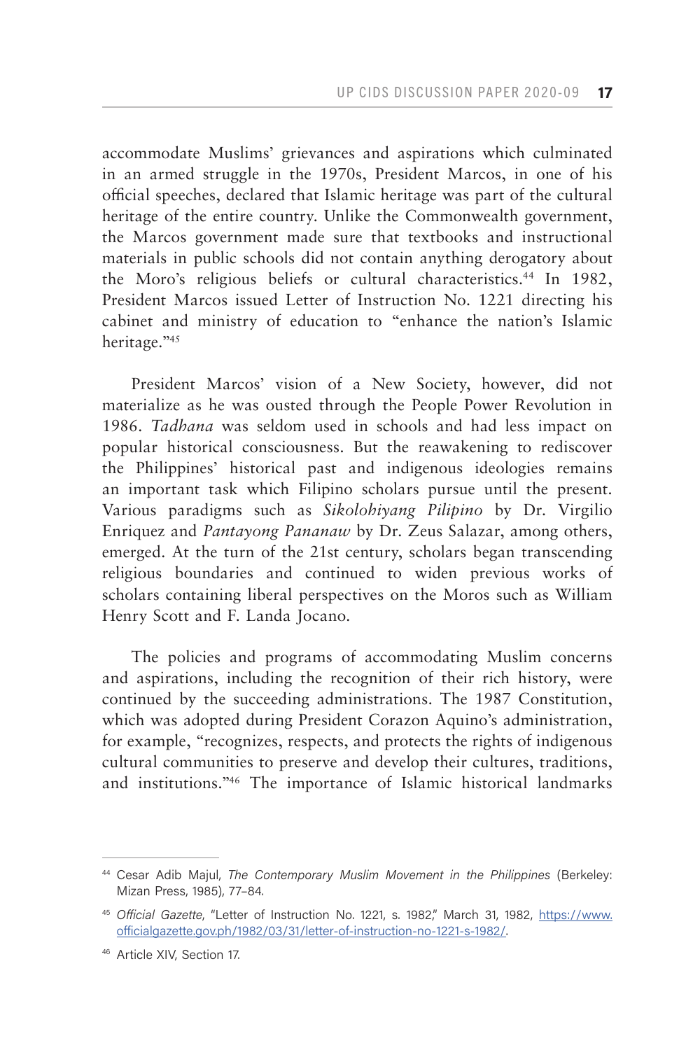accommodate Muslims' grievances and aspirations which culminated in an armed struggle in the 1970s, President Marcos, in one of his official speeches, declared that Islamic heritage was part of the cultural heritage of the entire country. Unlike the Commonwealth government, the Marcos government made sure that textbooks and instructional materials in public schools did not contain anything derogatory about the Moro's religious beliefs or cultural characteristics.[44] In 1982, President Marcos issued Letter of Instruction No. 1221 directing his cabinet and ministry of education to "enhance the nation's Islamic heritage."[45]

President Marcos' vision of a New Society, however, did not materialize as he was ousted through the People Power Revolution in 1986. *Tadhana* was seldom used in schools and had less impact on popular historical consciousness. But the reawakening to rediscover the Philippines' historical past and indigenous ideologies remains an important task which Filipino scholars pursue until the present. Various paradigms such as *Sikolohiyang Pilipino* by Dr. Virgilio Enriquez and *Pantayong Pananaw* by Dr. Zeus Salazar, among others, emerged. At the turn of the 21st century, scholars began transcending religious boundaries and continued to widen previous works of scholars containing liberal perspectives on the Moros such as William Henry Scott and F. Landa Jocano.

The policies and programs of accommodating Muslim concerns and aspirations, including the recognition of their rich history, were continued by the succeeding administrations. The 1987 Constitution, which was adopted during President Corazon Aquino's administration, for example, "recognizes, respects, and protects the rights of indigenous cultural communities to preserve and develop their cultures, traditions, and institutions."[46] The importance of Islamic historical landmarks

---

[44] Cesar Adib Majul, *The Contemporary Muslim Movement in the Philippines* (Berkeley: Mizan Press, 1985), 77–84.

[45] *Official Gazette*, "Letter of Instruction No. 1221, s. 1982," March 31, 1982, https://www.officialgazette.gov.ph/1982/03/31/letter-of-instruction-no-1221-s-1982/.

[46] Article XIV, Section 17.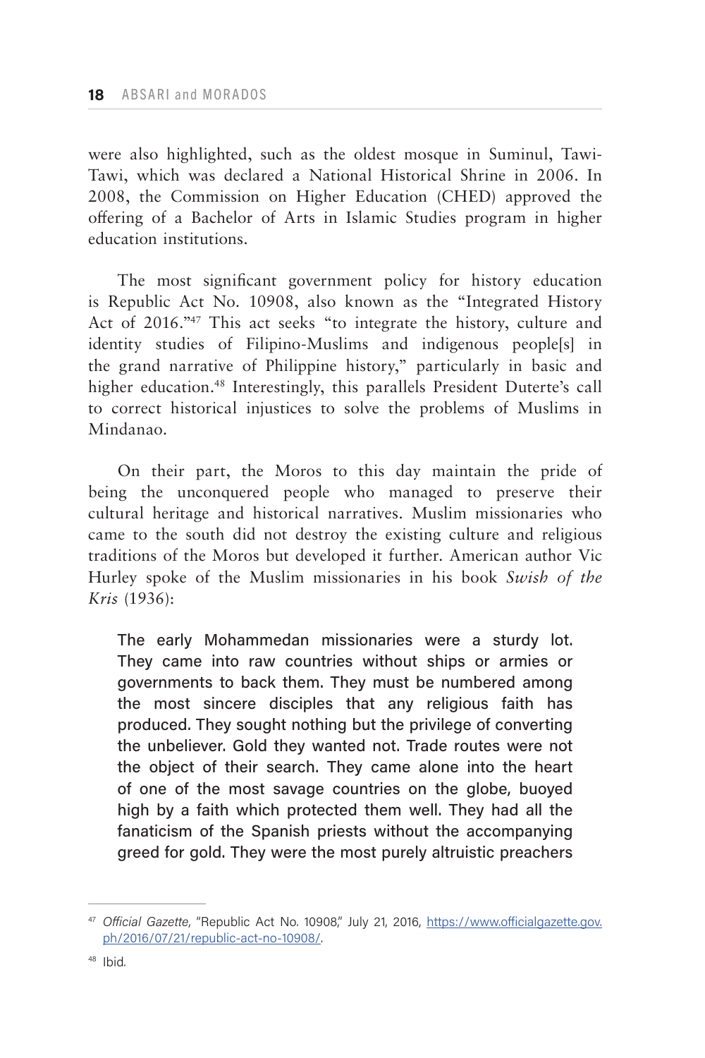were also highlighted, such as the oldest mosque in Suminul, Tawi-Tawi, which was declared a National Historical Shrine in 2006. In 2008, the Commission on Higher Education (CHED) approved the offering of a Bachelor of Arts in Islamic Studies program in higher education institutions.

The most significant government policy for history education is Republic Act No. 10908, also known as the "Integrated History Act of 2016."[47] This act seeks "to integrate the history, culture and identity studies of Filipino-Muslims and indigenous people[s] in the grand narrative of Philippine history," particularly in basic and higher education.[48] Interestingly, this parallels President Duterte's call to correct historical injustices to solve the problems of Muslims in Mindanao.

On their part, the Moros to this day maintain the pride of being the unconquered people who managed to preserve their cultural heritage and historical narratives. Muslim missionaries who came to the south did not destroy the existing culture and religious traditions of the Moros but developed it further. American author Vic Hurley spoke of the Muslim missionaries in his book *Swish of the Kris* (1936):

> The early Mohammedan missionaries were a sturdy lot. They came into raw countries without ships or armies or governments to back them. They must be numbered among the most sincere disciples that any religious faith has produced. They sought nothing but the privilege of converting the unbeliever. Gold they wanted not. Trade routes were not the object of their search. They came alone into the heart of one of the most savage countries on the globe, buoyed high by a faith which protected them well. They had all the fanaticism of the Spanish priests without the accompanying greed for gold. They were the most purely altruistic preachers

---

[47] *Official Gazette*, "Republic Act No. 10908," July 21, 2016, https://www.officialgazette.gov.ph/2016/07/21/republic-act-no-10908/.

[48] Ibid.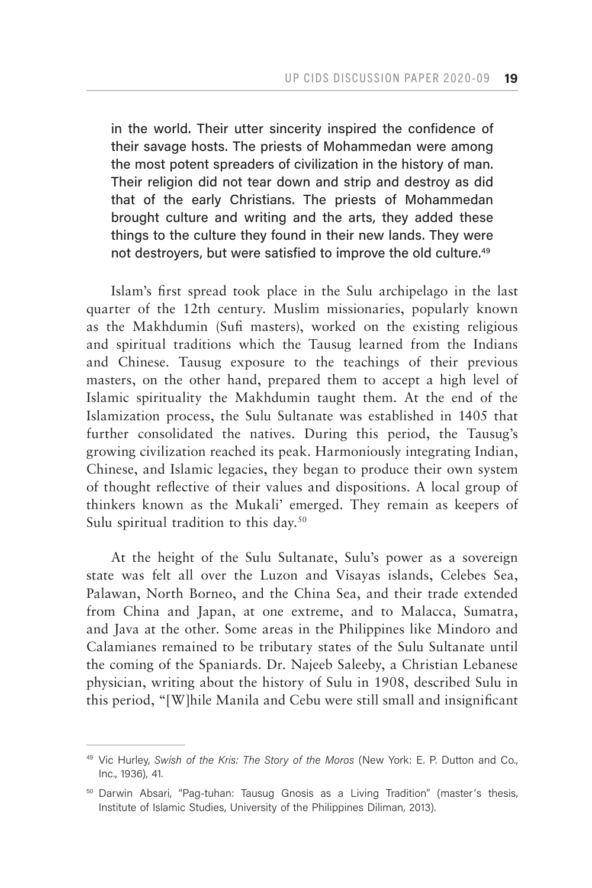> in the world. Their utter sincerity inspired the confidence of their savage hosts. The priests of Mohammedan were among the most potent spreaders of civilization in the history of man. Their religion did not tear down and strip and destroy as did that of the early Christians. The priests of Mohammedan brought culture and writing and the arts, they added these things to the culture they found in their new lands. They were not destroyers, but were satisfied to improve the old culture.[49]

Islam's first spread took place in the Sulu archipelago in the last quarter of the 12th century. Muslim missionaries, popularly known as the Makhdumin (Sufi masters), worked on the existing religious and spiritual traditions which the Tausug learned from the Indians and Chinese. Tausug exposure to the teachings of their previous masters, on the other hand, prepared them to accept a high level of Islamic spirituality the Makhdumin taught them. At the end of the Islamization process, the Sulu Sultanate was established in 1405 that further consolidated the natives. During this period, the Tausug's growing civilization reached its peak. Harmoniously integrating Indian, Chinese, and Islamic legacies, they began to produce their own system of thought reflective of their values and dispositions. A local group of thinkers known as the Mukali' emerged. They remain as keepers of Sulu spiritual tradition to this day.[50]

At the height of the Sulu Sultanate, Sulu's power as a sovereign state was felt all over the Luzon and Visayas islands, Celebes Sea, Palawan, North Borneo, and the China Sea, and their trade extended from China and Japan, at one extreme, and to Malacca, Sumatra, and Java at the other. Some areas in the Philippines like Mindoro and Calamianes remained to be tributary states of the Sulu Sultanate until the coming of the Spaniards. Dr. Najeeb Saleeby, a Christian Lebanese physician, writing about the history of Sulu in 1908, described Sulu in this period, "[W]hile Manila and Cebu were still small and insignificant

---

[49] Vic Hurley, *Swish of the Kris: The Story of the Moros* (New York: E. P. Dutton and Co., Inc., 1936), 41.

[50] Darwin Absari, "Pag-tuhan: Tausug Gnosis as a Living Tradition" (master's thesis, Institute of Islamic Studies, University of the Philippines Diliman, 2013).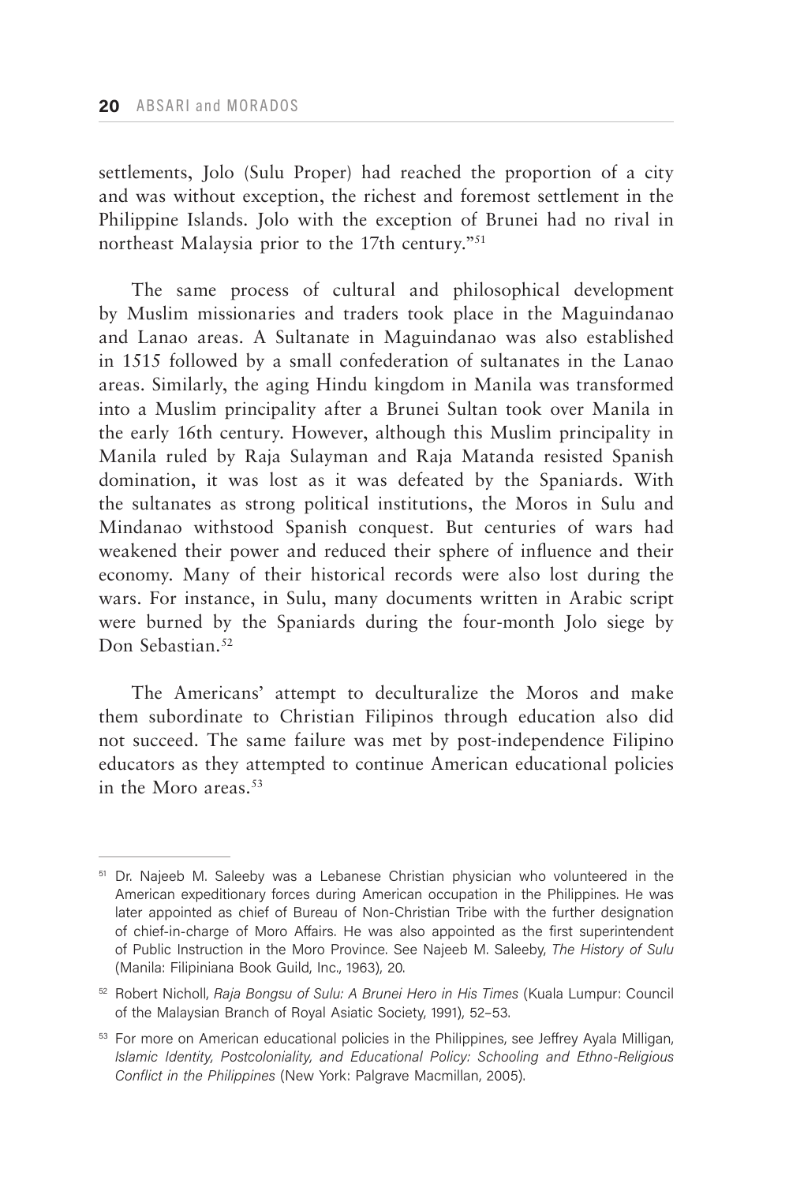settlements, Jolo (Sulu Proper) had reached the proportion of a city and was without exception, the richest and foremost settlement in the Philippine Islands. Jolo with the exception of Brunei had no rival in northeast Malaysia prior to the 17th century."[51]

The same process of cultural and philosophical development by Muslim missionaries and traders took place in the Maguindanao and Lanao areas. A Sultanate in Maguindanao was also established in 1515 followed by a small confederation of sultanates in the Lanao areas. Similarly, the aging Hindu kingdom in Manila was transformed into a Muslim principality after a Brunei Sultan took over Manila in the early 16th century. However, although this Muslim principality in Manila ruled by Raja Sulayman and Raja Matanda resisted Spanish domination, it was lost as it was defeated by the Spaniards. With the sultanates as strong political institutions, the Moros in Sulu and Mindanao withstood Spanish conquest. But centuries of wars had weakened their power and reduced their sphere of influence and their economy. Many of their historical records were also lost during the wars. For instance, in Sulu, many documents written in Arabic script were burned by the Spaniards during the four-month Jolo siege by Don Sebastian.[52]

The Americans' attempt to deculturalize the Moros and make them subordinate to Christian Filipinos through education also did not succeed. The same failure was met by post-independence Filipino educators as they attempted to continue American educational policies in the Moro areas.[53]

---

[51] Dr. Najeeb M. Saleeby was a Lebanese Christian physician who volunteered in the American expeditionary forces during American occupation in the Philippines. He was later appointed as chief of Bureau of Non-Christian Tribe with the further designation of chief-in-charge of Moro Affairs. He was also appointed as the first superintendent of Public Instruction in the Moro Province. See Najeeb M. Saleeby, *The History of Sulu* (Manila: Filipiniana Book Guild, Inc., 1963), 20.

[52] Robert Nicholl, *Raja Bongsu of Sulu: A Brunei Hero in His Times* (Kuala Lumpur: Council of the Malaysian Branch of Royal Asiatic Society, 1991), 52–53.

[53] For more on American educational policies in the Philippines, see Jeffrey Ayala Milligan, *Islamic Identity, Postcoloniality, and Educational Policy: Schooling and Ethno-Religious Conflict in the Philippines* (New York: Palgrave Macmillan, 2005).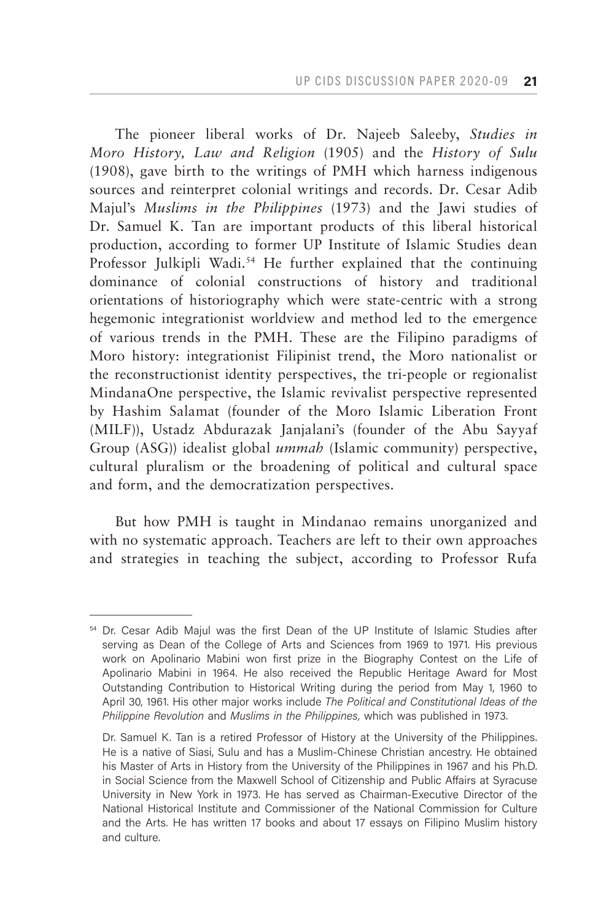The pioneer liberal works of Dr. Najeeb Saleeby, *Studies in Moro History, Law and Religion* (1905) and the *History of Sulu* (1908), gave birth to the writings of PMH which harness indigenous sources and reinterpret colonial writings and records. Dr. Cesar Adib Majul's *Muslims in the Philippines* (1973) and the Jawi studies of Dr. Samuel K. Tan are important products of this liberal historical production, according to former UP Institute of Islamic Studies dean Professor Julkipli Wadi.[54] He further explained that the continuing dominance of colonial constructions of history and traditional orientations of historiography which were state-centric with a strong hegemonic integrationist worldview and method led to the emergence of various trends in the PMH. These are the Filipino paradigms of Moro history: integrationist Filipinist trend, the Moro nationalist or the reconstructionist identity perspectives, the tri-people or regionalist MindanaOne perspective, the Islamic revivalist perspective represented by Hashim Salamat (founder of the Moro Islamic Liberation Front (MILF)), Ustadz Abdurazak Janjalani's (founder of the Abu Sayyaf Group (ASG)) idealist global *ummah* (Islamic community) perspective, cultural pluralism or the broadening of political and cultural space and form, and the democratization perspectives.

But how PMH is taught in Mindanao remains unorganized and with no systematic approach. Teachers are left to their own approaches and strategies in teaching the subject, according to Professor Rufa

---

[54] Dr. Cesar Adib Majul was the first Dean of the UP Institute of Islamic Studies after serving as Dean of the College of Arts and Sciences from 1969 to 1971. His previous work on Apolinario Mabini won first prize in the Biography Contest on the Life of Apolinario Mabini in 1964. He also received the Republic Heritage Award for Most Outstanding Contribution to Historical Writing during the period from May 1, 1960 to April 30, 1961. His other major works include *The Political and Constitutional Ideas of the Philippine Revolution* and *Muslims in the Philippines*, which was published in 1973.

Dr. Samuel K. Tan is a retired Professor of History at the University of the Philippines. He is a native of Siasi, Sulu and has a Muslim-Chinese Christian ancestry. He obtained his Master of Arts in History from the University of the Philippines in 1967 and his Ph.D. in Social Science from the Maxwell School of Citizenship and Public Affairs at Syracuse University in New York in 1973. He has served as Chairman-Executive Director of the National Historical Institute and Commissioner of the National Commission for Culture and the Arts. He has written 17 books and about 17 essays on Filipino Muslim history and culture.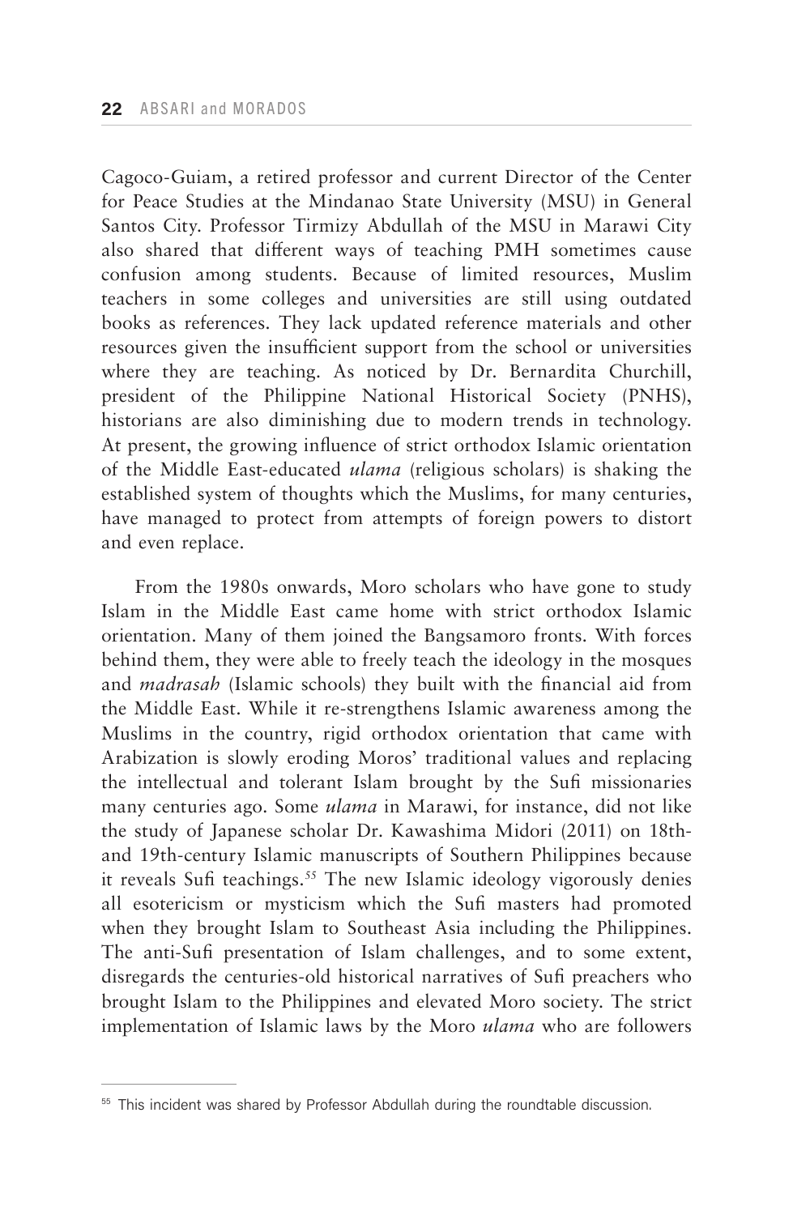Cagoco-Guiam, a retired professor and current Director of the Center for Peace Studies at the Mindanao State University (MSU) in General Santos City. Professor Tirmizy Abdullah of the MSU in Marawi City also shared that different ways of teaching PMH sometimes cause confusion among students. Because of limited resources, Muslim teachers in some colleges and universities are still using outdated books as references. They lack updated reference materials and other resources given the insufficient support from the school or universities where they are teaching. As noticed by Dr. Bernardita Churchill, president of the Philippine National Historical Society (PNHS), historians are also diminishing due to modern trends in technology. At present, the growing influence of strict orthodox Islamic orientation of the Middle East-educated *ulama* (religious scholars) is shaking the established system of thoughts which the Muslims, for many centuries, have managed to protect from attempts of foreign powers to distort and even replace.

From the 1980s onwards, Moro scholars who have gone to study Islam in the Middle East came home with strict orthodox Islamic orientation. Many of them joined the Bangsamoro fronts. With forces behind them, they were able to freely teach the ideology in the mosques and *madrasah* (Islamic schools) they built with the financial aid from the Middle East. While it re-strengthens Islamic awareness among the Muslims in the country, rigid orthodox orientation that came with Arabization is slowly eroding Moros' traditional values and replacing the intellectual and tolerant Islam brought by the Sufi missionaries many centuries ago. Some *ulama* in Marawi, for instance, did not like the study of Japanese scholar Dr. Kawashima Midori (2011) on 18th- and 19th-century Islamic manuscripts of Southern Philippines because it reveals Sufi teachings.[55] The new Islamic ideology vigorously denies all esotericism or mysticism which the Sufi masters had promoted when they brought Islam to Southeast Asia including the Philippines. The anti-Sufi presentation of Islam challenges, and to some extent, disregards the centuries-old historical narratives of Sufi preachers who brought Islam to the Philippines and elevated Moro society. The strict implementation of Islamic laws by the Moro *ulama* who are followers

---

[55] This incident was shared by Professor Abdullah during the roundtable discussion.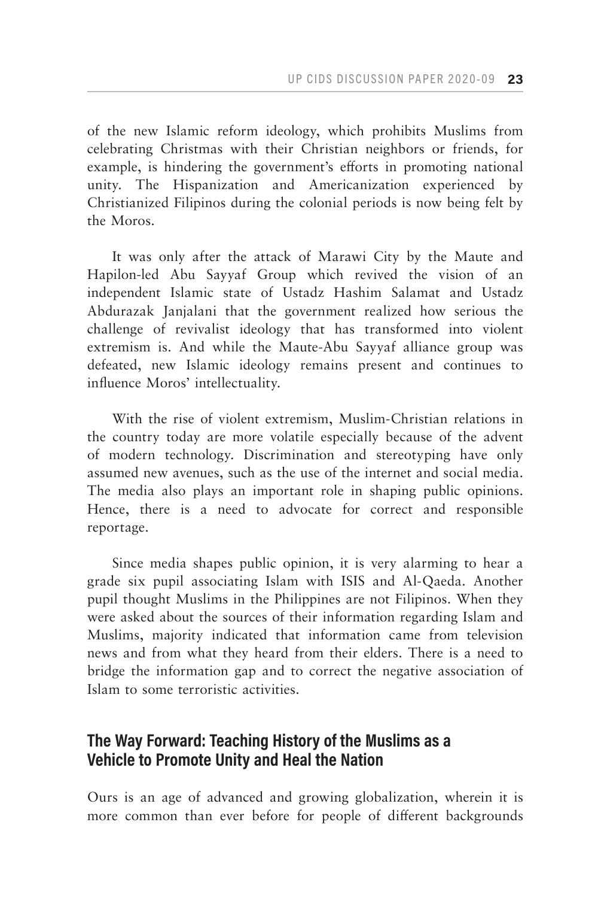of the new Islamic reform ideology, which prohibits Muslims from celebrating Christmas with their Christian neighbors or friends, for example, is hindering the government's efforts in promoting national unity. The Hispanization and Americanization experienced by Christianized Filipinos during the colonial periods is now being felt by the Moros.

It was only after the attack of Marawi City by the Maute and Hapilon-led Abu Sayyaf Group which revived the vision of an independent Islamic state of Ustadz Hashim Salamat and Ustadz Abdurazak Janjalani that the government realized how serious the challenge of revivalist ideology that has transformed into violent extremism is. And while the Maute-Abu Sayyaf alliance group was defeated, new Islamic ideology remains present and continues to influence Moros' intellectuality.

With the rise of violent extremism, Muslim-Christian relations in the country today are more volatile especially because of the advent of modern technology. Discrimination and stereotyping have only assumed new avenues, such as the use of the internet and social media. The media also plays an important role in shaping public opinions. Hence, there is a need to advocate for correct and responsible reportage.

Since media shapes public opinion, it is very alarming to hear a grade six pupil associating Islam with ISIS and Al-Qaeda. Another pupil thought Muslims in the Philippines are not Filipinos. When they were asked about the sources of their information regarding Islam and Muslims, majority indicated that information came from television news and from what they heard from their elders. There is a need to bridge the information gap and to correct the negative association of Islam to some terroristic activities.

## The Way Forward: Teaching History of the Muslims as a Vehicle to Promote Unity and Heal the Nation

Ours is an age of advanced and growing globalization, wherein it is more common than ever before for people of different backgrounds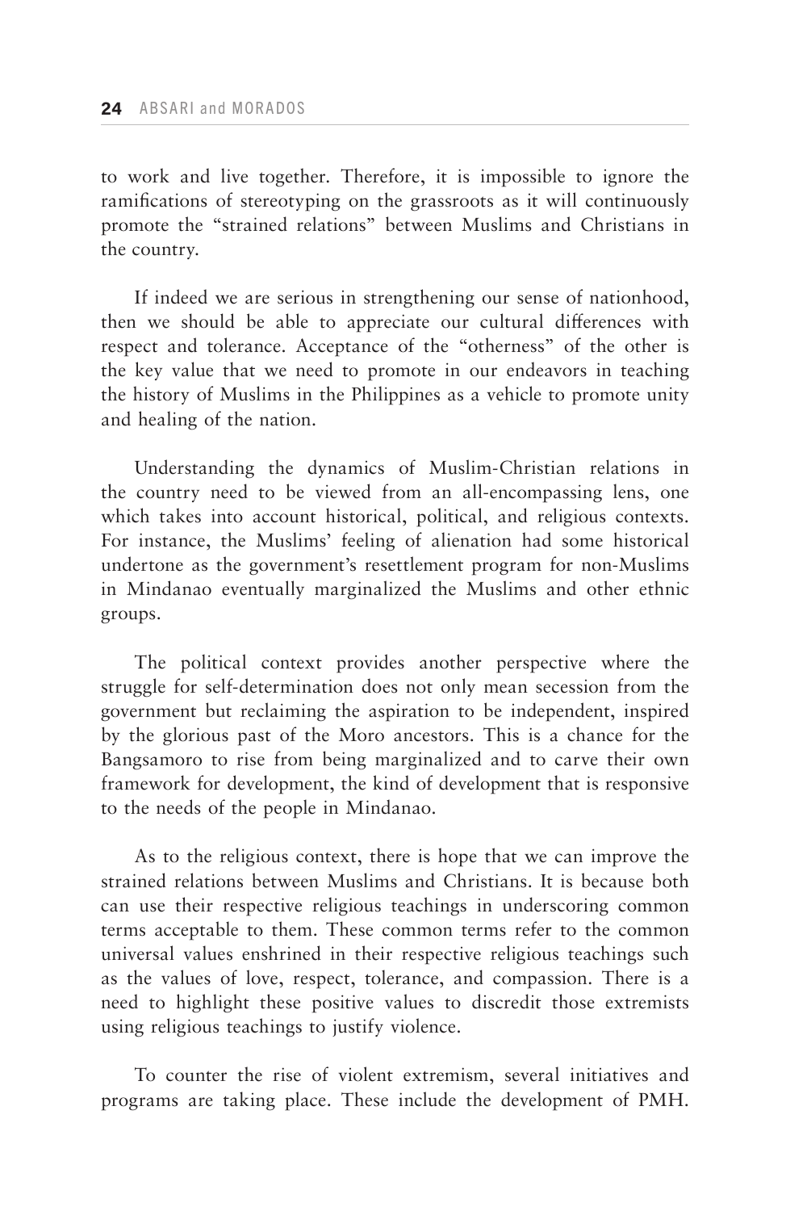to work and live together. Therefore, it is impossible to ignore the ramifications of stereotyping on the grassroots as it will continuously promote the "strained relations" between Muslims and Christians in the country.

If indeed we are serious in strengthening our sense of nationhood, then we should be able to appreciate our cultural differences with respect and tolerance. Acceptance of the "otherness" of the other is the key value that we need to promote in our endeavors in teaching the history of Muslims in the Philippines as a vehicle to promote unity and healing of the nation.

Understanding the dynamics of Muslim-Christian relations in the country need to be viewed from an all-encompassing lens, one which takes into account historical, political, and religious contexts. For instance, the Muslims' feeling of alienation had some historical undertone as the government's resettlement program for non-Muslims in Mindanao eventually marginalized the Muslims and other ethnic groups.

The political context provides another perspective where the struggle for self-determination does not only mean secession from the government but reclaiming the aspiration to be independent, inspired by the glorious past of the Moro ancestors. This is a chance for the Bangsamoro to rise from being marginalized and to carve their own framework for development, the kind of development that is responsive to the needs of the people in Mindanao.

As to the religious context, there is hope that we can improve the strained relations between Muslims and Christians. It is because both can use their respective religious teachings in underscoring common terms acceptable to them. These common terms refer to the common universal values enshrined in their respective religious teachings such as the values of love, respect, tolerance, and compassion. There is a need to highlight these positive values to discredit those extremists using religious teachings to justify violence.

To counter the rise of violent extremism, several initiatives and programs are taking place. These include the development of PMH.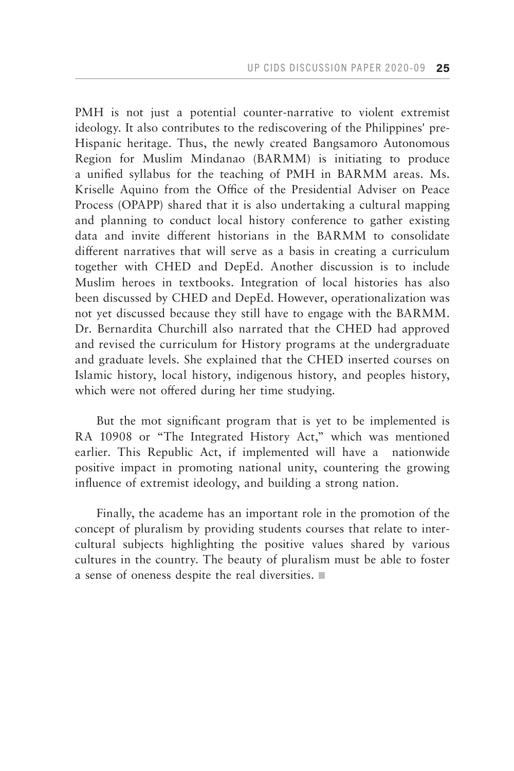PMH is not just a potential counter-narrative to violent extremist ideology. It also contributes to the rediscovering of the Philippines' pre-Hispanic heritage. Thus, the newly created Bangsamoro Autonomous Region for Muslim Mindanao (BARMM) is initiating to produce a unified syllabus for the teaching of PMH in BARMM areas. Ms. Kriselle Aquino from the Office of the Presidential Adviser on Peace Process (OPAPP) shared that it is also undertaking a cultural mapping and planning to conduct local history conference to gather existing data and invite different historians in the BARMM to consolidate different narratives that will serve as a basis in creating a curriculum together with CHED and DepEd. Another discussion is to include Muslim heroes in textbooks. Integration of local histories has also been discussed by CHED and DepEd. However, operationalization was not yet discussed because they still have to engage with the BARMM. Dr. Bernardita Churchill also narrated that the CHED had approved and revised the curriculum for History programs at the undergraduate and graduate levels. She explained that the CHED inserted courses on Islamic history, local history, indigenous history, and peoples history, which were not offered during her time studying.

But the mot significant program that is yet to be implemented is RA 10908 or "The Integrated History Act," which was mentioned earlier. This Republic Act, if implemented will have a nationwide positive impact in promoting national unity, countering the growing influence of extremist ideology, and building a strong nation.

Finally, the academe has an important role in the promotion of the concept of pluralism by providing students courses that relate to inter-cultural subjects highlighting the positive values shared by various cultures in the country. The beauty of pluralism must be able to foster a sense of oneness despite the real diversities. ■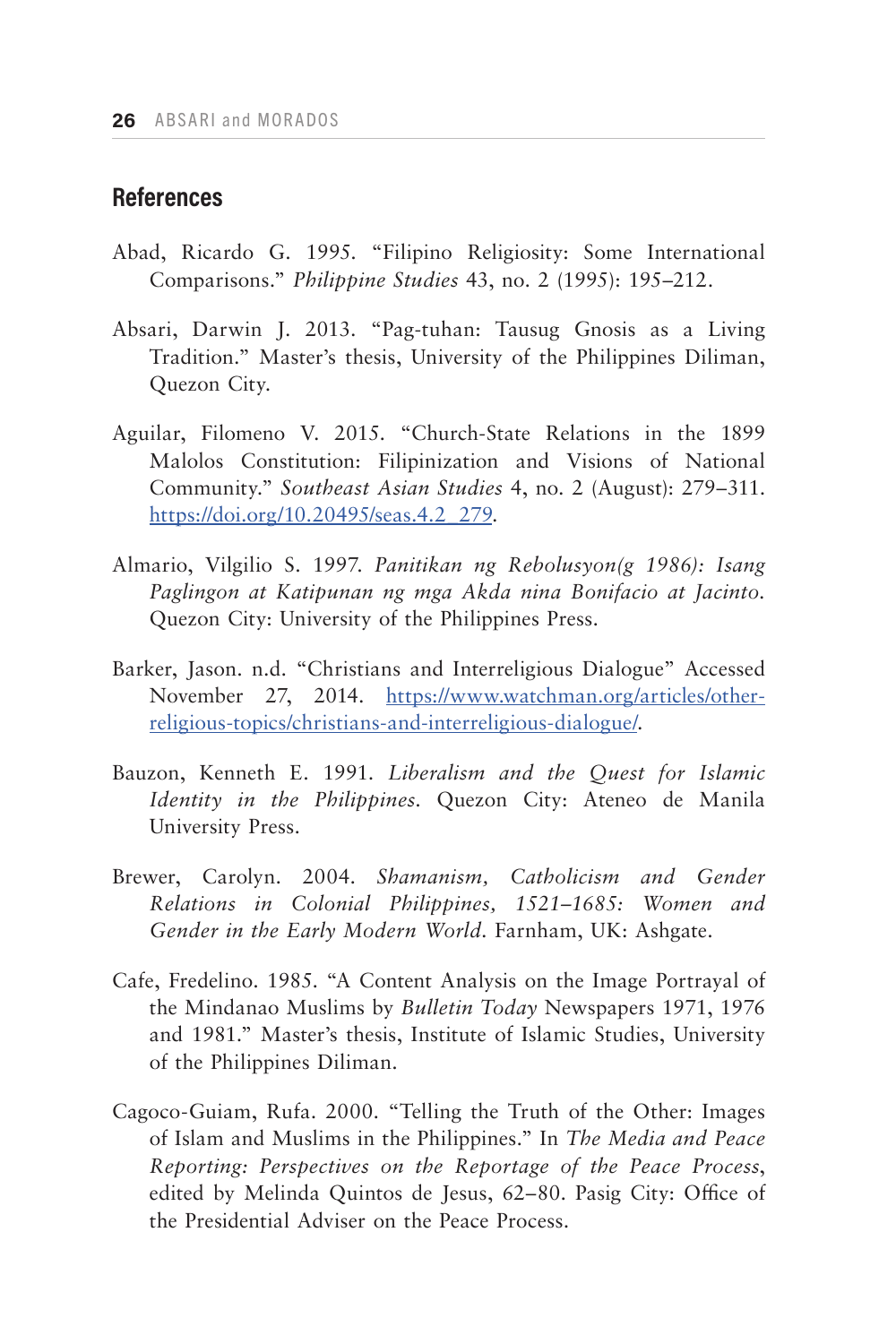## References

Abad, Ricardo G. 1995. "Filipino Religiosity: Some International Comparisons." *Philippine Studies* 43, no. 2 (1995): 195–212.

Absari, Darwin J. 2013. "Pag-tuhan: Tausug Gnosis as a Living Tradition." Master's thesis, University of the Philippines Diliman, Quezon City.

Aguilar, Filomeno V. 2015. "Church-State Relations in the 1899 Malolos Constitution: Filipinization and Visions of National Community." *Southeast Asian Studies* 4, no. 2 (August): 279–311. https://doi.org/10.20495/seas.4.2_279.

Almario, Vilgilio S. 1997. *Panitikan ng Rebolusyon(g 1986): Isang Paglingon at Katipunan ng mga Akda nina Bonifacio at Jacinto*. Quezon City: University of the Philippines Press.

Barker, Jason. n.d. "Christians and Interreligious Dialogue" Accessed November 27, 2014. https://www.watchman.org/articles/other-religious-topics/christians-and-interreligious-dialogue/.

Bauzon, Kenneth E. 1991. *Liberalism and the Quest for Islamic Identity in the Philippines*. Quezon City: Ateneo de Manila University Press.

Brewer, Carolyn. 2004. *Shamanism, Catholicism and Gender Relations in Colonial Philippines, 1521–1685: Women and Gender in the Early Modern World*. Farnham, UK: Ashgate.

Cafe, Fredelino. 1985. "A Content Analysis on the Image Portrayal of the Mindanao Muslims by *Bulletin Today* Newspapers 1971, 1976 and 1981." Master's thesis, Institute of Islamic Studies, University of the Philippines Diliman.

Cagoco-Guiam, Rufa. 2000. "Telling the Truth of the Other: Images of Islam and Muslims in the Philippines." In *The Media and Peace Reporting: Perspectives on the Reportage of the Peace Process*, edited by Melinda Quintos de Jesus, 62–80. Pasig City: Office of the Presidential Adviser on the Peace Process.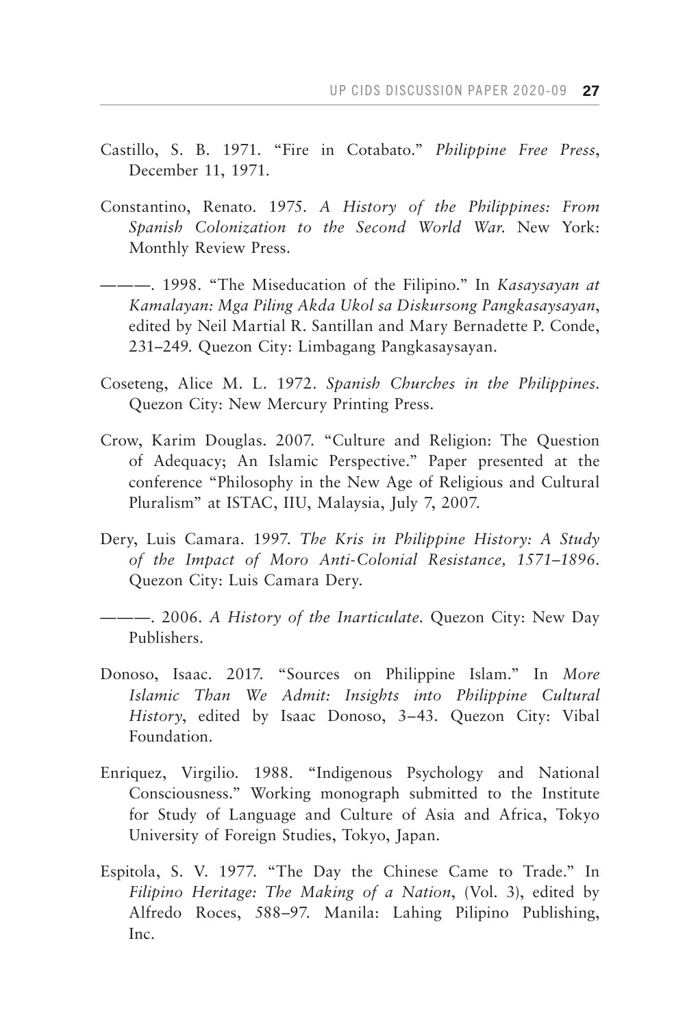Castillo, S. B. 1971. "Fire in Cotabato." *Philippine Free Press*, December 11, 1971.

Constantino, Renato. 1975. *A History of the Philippines: From Spanish Colonization to the Second World War.* New York: Monthly Review Press.

———. 1998. "The Miseducation of the Filipino." In *Kasaysayan at Kamalayan: Mga Piling Akda Ukol sa Diskursong Pangkasaysayan*, edited by Neil Martial R. Santillan and Mary Bernadette P. Conde, 231–249. Quezon City: Limbagang Pangkasaysayan.

Coseteng, Alice M. L. 1972. *Spanish Churches in the Philippines*. Quezon City: New Mercury Printing Press.

Crow, Karim Douglas. 2007. "Culture and Religion: The Question of Adequacy; An Islamic Perspective." Paper presented at the conference "Philosophy in the New Age of Religious and Cultural Pluralism" at ISTAC, IIU, Malaysia, July 7, 2007.

Dery, Luis Camara. 1997. *The Kris in Philippine History: A Study of the Impact of Moro Anti-Colonial Resistance, 1571–1896*. Quezon City: Luis Camara Dery.

———. 2006. *A History of the Inarticulate*. Quezon City: New Day Publishers.

Donoso, Isaac. 2017. "Sources on Philippine Islam." In *More Islamic Than We Admit: Insights into Philippine Cultural History*, edited by Isaac Donoso, 3–43. Quezon City: Vibal Foundation.

Enriquez, Virgilio. 1988. "Indigenous Psychology and National Consciousness." Working monograph submitted to the Institute for Study of Language and Culture of Asia and Africa, Tokyo University of Foreign Studies, Tokyo, Japan.

Espitola, S. V. 1977. "The Day the Chinese Came to Trade." In *Filipino Heritage: The Making of a Nation*, (Vol. 3), edited by Alfredo Roces, 588–97. Manila: Lahing Pilipino Publishing, Inc.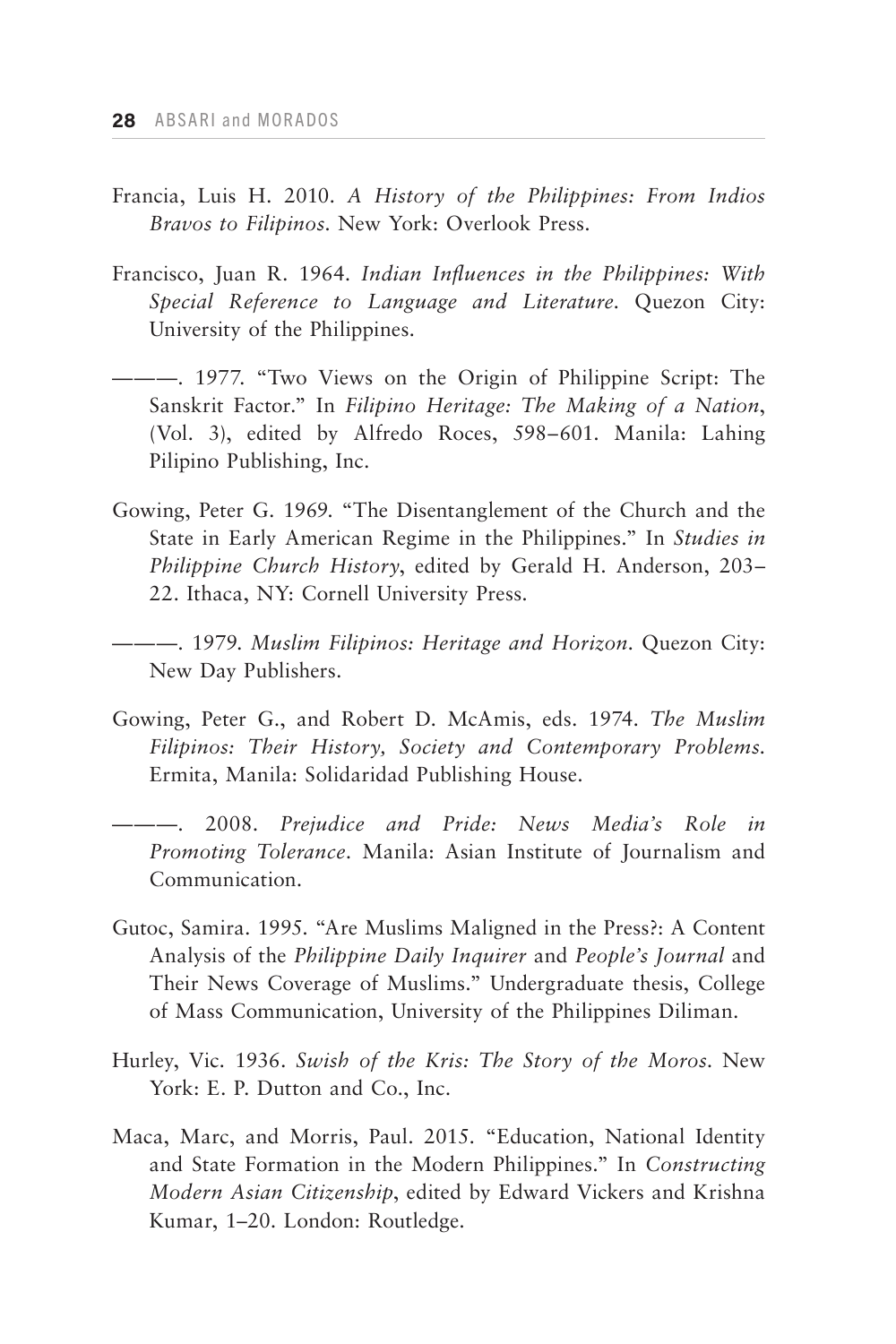Francia, Luis H. 2010. *A History of the Philippines: From Indios Bravos to Filipinos*. New York: Overlook Press.

Francisco, Juan R. 1964. *Indian Influences in the Philippines: With Special Reference to Language and Literature*. Quezon City: University of the Philippines.

———. 1977. "Two Views on the Origin of Philippine Script: The Sanskrit Factor." In *Filipino Heritage: The Making of a Nation*, (Vol. 3), edited by Alfredo Roces, 598–601. Manila: Lahing Pilipino Publishing, Inc.

Gowing, Peter G. 1969. "The Disentanglement of the Church and the State in Early American Regime in the Philippines." In *Studies in Philippine Church History*, edited by Gerald H. Anderson, 203–22. Ithaca, NY: Cornell University Press.

———. 1979. *Muslim Filipinos: Heritage and Horizon*. Quezon City: New Day Publishers.

Gowing, Peter G., and Robert D. McAmis, eds. 1974. *The Muslim Filipinos: Their History, Society and Contemporary Problems*. Ermita, Manila: Solidaridad Publishing House.

———. 2008. *Prejudice and Pride: News Media's Role in Promoting Tolerance*. Manila: Asian Institute of Journalism and Communication.

Gutoc, Samira. 1995. "Are Muslims Maligned in the Press?: A Content Analysis of the *Philippine Daily Inquirer* and *People's Journal* and Their News Coverage of Muslims." Undergraduate thesis, College of Mass Communication, University of the Philippines Diliman.

Hurley, Vic. 1936. *Swish of the Kris: The Story of the Moros*. New York: E. P. Dutton and Co., Inc.

Maca, Marc, and Morris, Paul. 2015. "Education, National Identity and State Formation in the Modern Philippines." In *Constructing Modern Asian Citizenship*, edited by Edward Vickers and Krishna Kumar, 1–20. London: Routledge.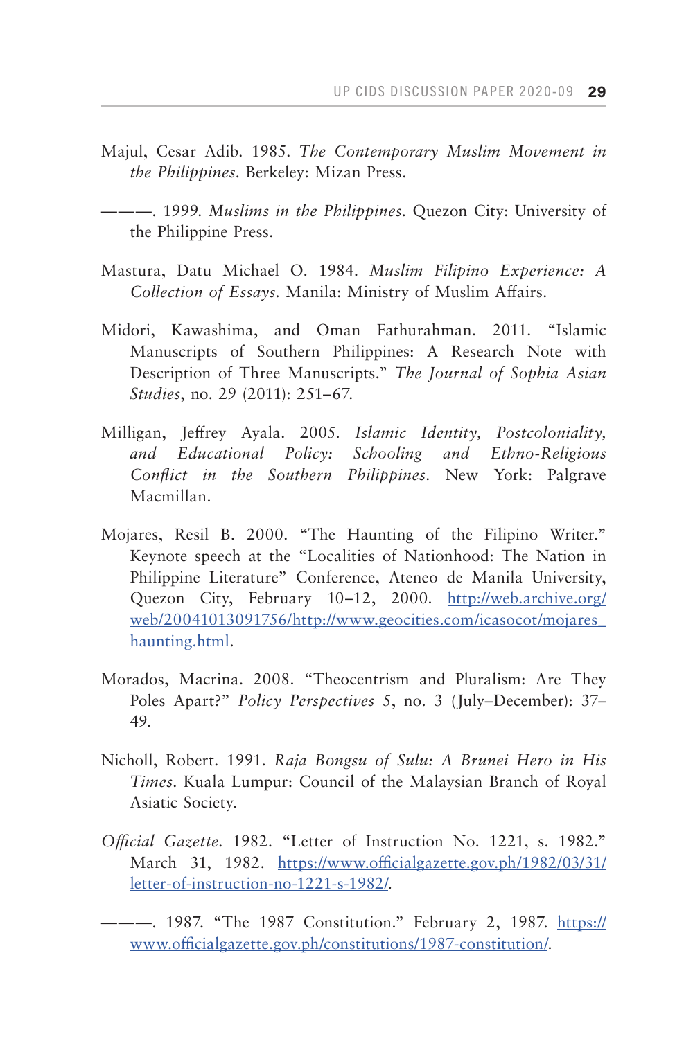Majul, Cesar Adib. 1985. *The Contemporary Muslim Movement in the Philippines*. Berkeley: Mizan Press.

———. 1999. *Muslims in the Philippines*. Quezon City: University of the Philippine Press.

Mastura, Datu Michael O. 1984. *Muslim Filipino Experience: A Collection of Essays*. Manila: Ministry of Muslim Affairs.

Midori, Kawashima, and Oman Fathurahman. 2011. "Islamic Manuscripts of Southern Philippines: A Research Note with Description of Three Manuscripts." *The Journal of Sophia Asian Studies*, no. 29 (2011): 251–67.

Milligan, Jeffrey Ayala. 2005. *Islamic Identity, Postcoloniality, and Educational Policy: Schooling and Ethno-Religious Conflict in the Southern Philippines*. New York: Palgrave Macmillan.

Mojares, Resil B. 2000. "The Haunting of the Filipino Writer." Keynote speech at the "Localities of Nationhood: The Nation in Philippine Literature" Conference, Ateneo de Manila University, Quezon City, February 10–12, 2000. http://web.archive.org/web/20041013091756/http://www.geocities.com/icasocot/mojares_haunting.html.

Morados, Macrina. 2008. "Theocentrism and Pluralism: Are They Poles Apart?" *Policy Perspectives* 5, no. 3 (July–December): 37–49.

Nicholl, Robert. 1991. *Raja Bongsu of Sulu: A Brunei Hero in His Times*. Kuala Lumpur: Council of the Malaysian Branch of Royal Asiatic Society.

*Official Gazette*. 1982. "Letter of Instruction No. 1221, s. 1982." March 31, 1982. https://www.officialgazette.gov.ph/1982/03/31/letter-of-instruction-no-1221-s-1982/.

———. 1987. "The 1987 Constitution." February 2, 1987. https://www.officialgazette.gov.ph/constitutions/1987-constitution/.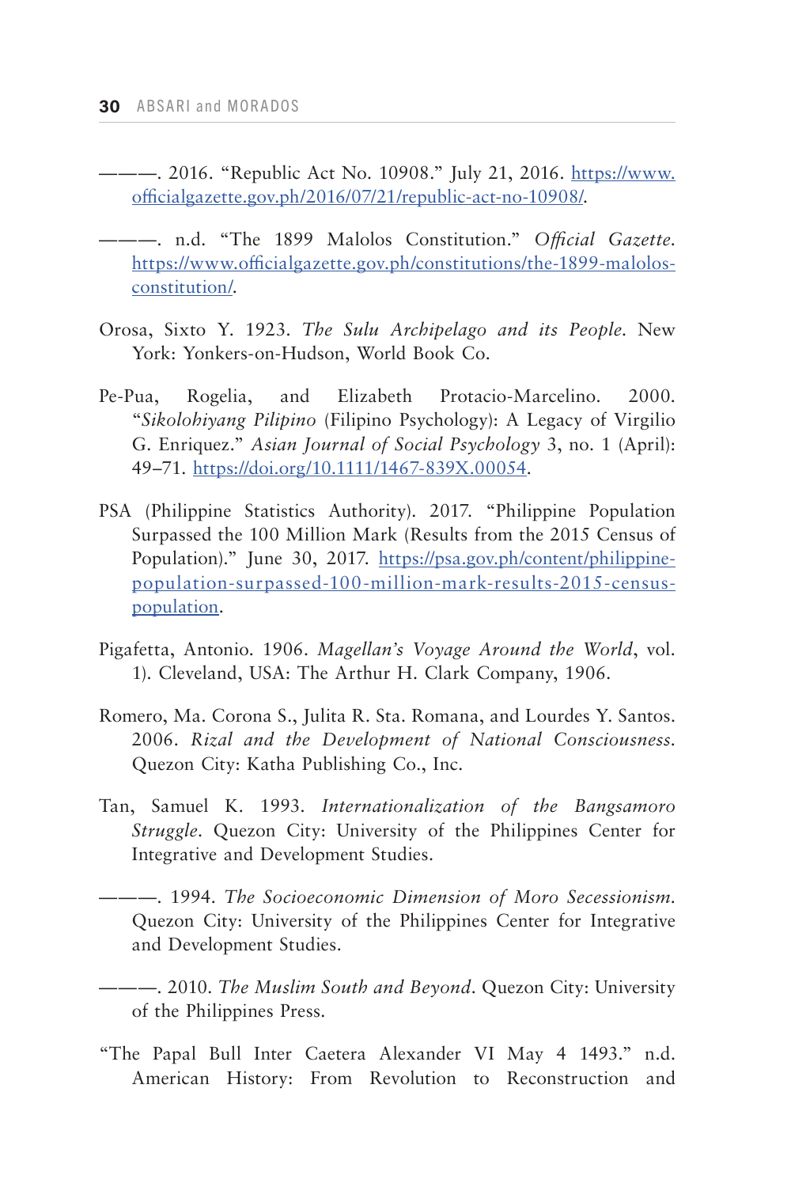———. 2016. "Republic Act No. 10908." July 21, 2016. https://www.officialgazette.gov.ph/2016/07/21/republic-act-no-10908/.

———. n.d. "The 1899 Malolos Constitution." *Official Gazette*. https://www.officialgazette.gov.ph/constitutions/the-1899-malolos-constitution/.

Orosa, Sixto Y. 1923. *The Sulu Archipelago and its People*. New York: Yonkers-on-Hudson, World Book Co.

Pe-Pua, Rogelia, and Elizabeth Protacio-Marcelino. 2000. "*Sikolohiyang Pilipino* (Filipino Psychology): A Legacy of Virgilio G. Enriquez." *Asian Journal of Social Psychology* 3, no. 1 (April): 49–71. https://doi.org/10.1111/1467-839X.00054.

PSA (Philippine Statistics Authority). 2017. "Philippine Population Surpassed the 100 Million Mark (Results from the 2015 Census of Population)." June 30, 2017. https://psa.gov.ph/content/philippine-population-surpassed-100-million-mark-results-2015-census-population.

Pigafetta, Antonio. 1906. *Magellan's Voyage Around the World*, vol. 1). Cleveland, USA: The Arthur H. Clark Company, 1906.

Romero, Ma. Corona S., Julita R. Sta. Romana, and Lourdes Y. Santos. 2006. *Rizal and the Development of National Consciousness*. Quezon City: Katha Publishing Co., Inc.

Tan, Samuel K. 1993. *Internationalization of the Bangsamoro Struggle*. Quezon City: University of the Philippines Center for Integrative and Development Studies.

———. 1994. *The Socioeconomic Dimension of Moro Secessionism*. Quezon City: University of the Philippines Center for Integrative and Development Studies.

———. 2010. *The Muslim South and Beyond*. Quezon City: University of the Philippines Press.

"The Papal Bull Inter Caetera Alexander VI May 4 1493." n.d. American History: From Revolution to Reconstruction and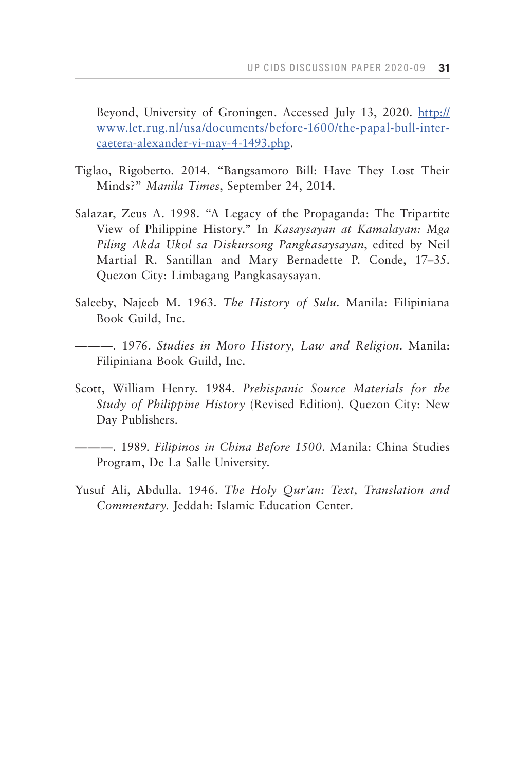Beyond, University of Groningen. Accessed July 13, 2020. [http://www.let.rug.nl/usa/documents/before-1600/the-papal-bull-inter-caetera-alexander-vi-may-4-1493.php](http://www.let.rug.nl/usa/documents/before-1600/the-papal-bull-inter-caetera-alexander-vi-may-4-1493.php).

Tiglao, Rigoberto. 2014. "Bangsamoro Bill: Have They Lost Their Minds?" *Manila Times*, September 24, 2014.

Salazar, Zeus A. 1998. "A Legacy of the Propaganda: The Tripartite View of Philippine History." In *Kasaysayan at Kamalayan: Mga Piling Akda Ukol sa Diskursong Pangkasaysayan*, edited by Neil Martial R. Santillan and Mary Bernadette P. Conde, 17–35. Quezon City: Limbagang Pangkasaysayan.

Saleeby, Najeeb M. 1963. *The History of Sulu*. Manila: Filipiniana Book Guild, Inc.

———. 1976. *Studies in Moro History, Law and Religion*. Manila: Filipiniana Book Guild, Inc.

Scott, William Henry. 1984. *Prehispanic Source Materials for the Study of Philippine History* (Revised Edition). Quezon City: New Day Publishers.

———. 1989. *Filipinos in China Before 1500*. Manila: China Studies Program, De La Salle University.

Yusuf Ali, Abdulla. 1946. *The Holy Qur'an: Text, Translation and Commentary*. Jeddah: Islamic Education Center.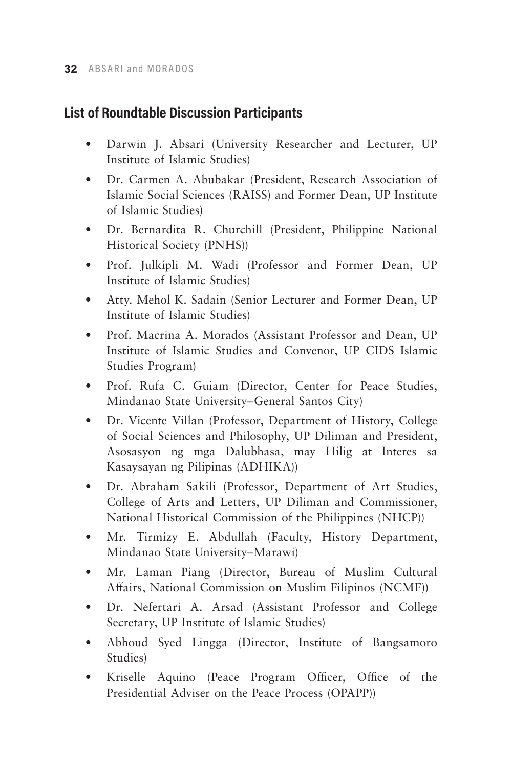## List of Roundtable Discussion Participants

- Darwin J. Absari (University Researcher and Lecturer, UP Institute of Islamic Studies)
- Dr. Carmen A. Abubakar (President, Research Association of Islamic Social Sciences (RAISS) and Former Dean, UP Institute of Islamic Studies)
- Dr. Bernardita R. Churchill (President, Philippine National Historical Society (PNHS))
- Prof. Julkipli M. Wadi (Professor and Former Dean, UP Institute of Islamic Studies)
- Atty. Mehol K. Sadain (Senior Lecturer and Former Dean, UP Institute of Islamic Studies)
- Prof. Macrina A. Morados (Assistant Professor and Dean, UP Institute of Islamic Studies and Convenor, UP CIDS Islamic Studies Program)
- Prof. Rufa C. Guiam (Director, Center for Peace Studies, Mindanao State University–General Santos City)
- Dr. Vicente Villan (Professor, Department of History, College of Social Sciences and Philosophy, UP Diliman and President, Asosasyon ng mga Dalubhasa, may Hilig at Interes sa Kasaysayan ng Pilipinas (ADHIKA))
- Dr. Abraham Sakili (Professor, Department of Art Studies, College of Arts and Letters, UP Diliman and Commissioner, National Historical Commission of the Philippines (NHCP))
- Mr. Tirmizy E. Abdullah (Faculty, History Department, Mindanao State University–Marawi)
- Mr. Laman Piang (Director, Bureau of Muslim Cultural Affairs, National Commission on Muslim Filipinos (NCMF))
- Dr. Nefertari A. Arsad (Assistant Professor and College Secretary, UP Institute of Islamic Studies)
- Abhoud Syed Lingga (Director, Institute of Bangsamoro Studies)
- Kriselle Aquino (Peace Program Officer, Office of the Presidential Adviser on the Peace Process (OPAPP))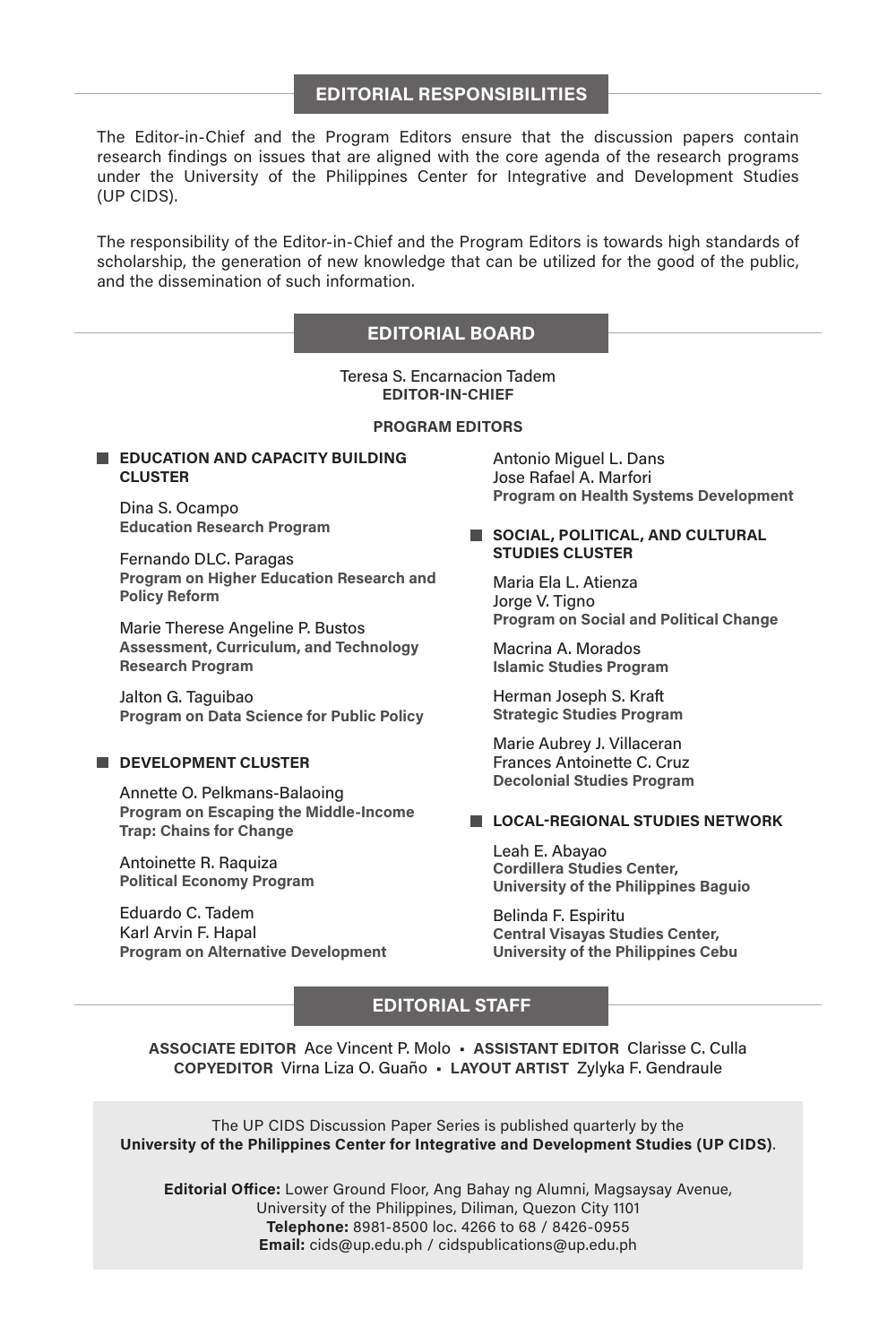## EDITORIAL RESPONSIBILITIES

The Editor-in-Chief and the Program Editors ensure that the discussion papers contain research findings on issues that are aligned with the core agenda of the research programs under the University of the Philippines Center for Integrative and Development Studies (UP CIDS).

The responsibility of the Editor-in-Chief and the Program Editors is towards high standards of scholarship, the generation of new knowledge that can be utilized for the good of the public, and the dissemination of such information.

## EDITORIAL BOARD

Teresa S. Encarnacion Tadem
**EDITOR-IN-CHIEF**

**PROGRAM EDITORS**

### EDUCATION AND CAPACITY BUILDING CLUSTER

Dina S. Ocampo
**Education Research Program**

Fernando DLC. Paragas
**Program on Higher Education Research and Policy Reform**

Marie Therese Angeline P. Bustos
**Assessment, Curriculum, and Technology Research Program**

Jalton G. Taguibao
**Program on Data Science for Public Policy**

### DEVELOPMENT CLUSTER

Annette O. Pelkmans-Balaoing
**Program on Escaping the Middle-Income Trap: Chains for Change**

Antoinette R. Raquiza
**Political Economy Program**

Eduardo C. Tadem
Karl Arvin F. Hapal
**Program on Alternative Development**

Antonio Miguel L. Dans
Jose Rafael A. Marfori
**Program on Health Systems Development**

### SOCIAL, POLITICAL, AND CULTURAL STUDIES CLUSTER

Maria Ela L. Atienza
Jorge V. Tigno
**Program on Social and Political Change**

Macrina A. Morados
**Islamic Studies Program**

Herman Joseph S. Kraft
**Strategic Studies Program**

Marie Aubrey J. Villaceran
Frances Antoinette C. Cruz
**Decolonial Studies Program**

### LOCAL-REGIONAL STUDIES NETWORK

Leah E. Abayao
**Cordillera Studies Center, University of the Philippines Baguio**

Belinda F. Espiritu
**Central Visayas Studies Center, University of the Philippines Cebu**

## EDITORIAL STAFF

**ASSOCIATE EDITOR** Ace Vincent P. Molo ▪ **ASSISTANT EDITOR** Clarisse C. Culla
**COPYEDITOR** Virna Liza O. Guaño ▪ **LAYOUT ARTIST** Zylyka F. Gendraule

The UP CIDS Discussion Paper Series is published quarterly by the
**University of the Philippines Center for Integrative and Development Studies (UP CIDS)**.

**Editorial Office:** Lower Ground Floor, Ang Bahay ng Alumni, Magsaysay Avenue, University of the Philippines, Diliman, Quezon City 1101
**Telephone:** 8981-8500 loc. 4266 to 68 / 8426-0955
**Email:** cids@up.edu.ph / cidspublications@up.edu.ph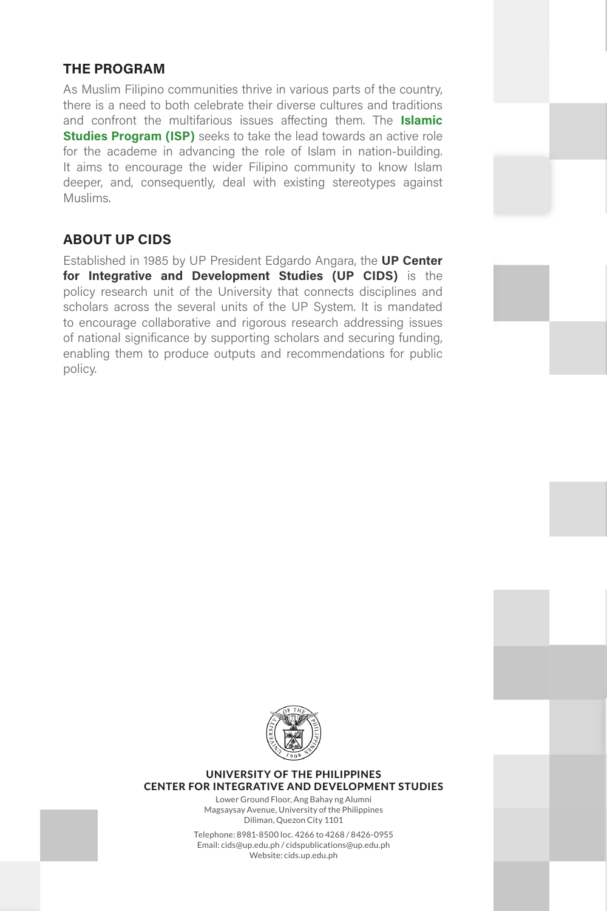## THE PROGRAM

As Muslim Filipino communities thrive in various parts of the country, there is a need to both celebrate their diverse cultures and traditions and confront the multifarious issues affecting them. The **Islamic Studies Program (ISP)** seeks to take the lead towards an active role for the academe in advancing the role of Islam in nation-building. It aims to encourage the wider Filipino community to know Islam deeper, and, consequently, deal with existing stereotypes against Muslims.

## ABOUT UP CIDS

Established in 1985 by UP President Edgardo Angara, the **UP Center for Integrative and Development Studies (UP CIDS)** is the policy research unit of the University that connects disciplines and scholars across the several units of the UP System. It is mandated to encourage collaborative and rigorous research addressing issues of national significance by supporting scholars and securing funding, enabling them to produce outputs and recommendations for public policy.

**UNIVERSITY OF THE PHILIPPINES**
**CENTER FOR INTEGRATIVE AND DEVELOPMENT STUDIES**

Lower Ground Floor, Ang Bahay ng Alumni
Magsaysay Avenue, University of the Philippines
Diliman, Quezon City 1101

Telephone: 8981-8500 loc. 4266 to 4268 / 8426-0955
Email: cids@up.edu.ph / cidspublications@up.edu.ph
Website: cids.up.edu.ph